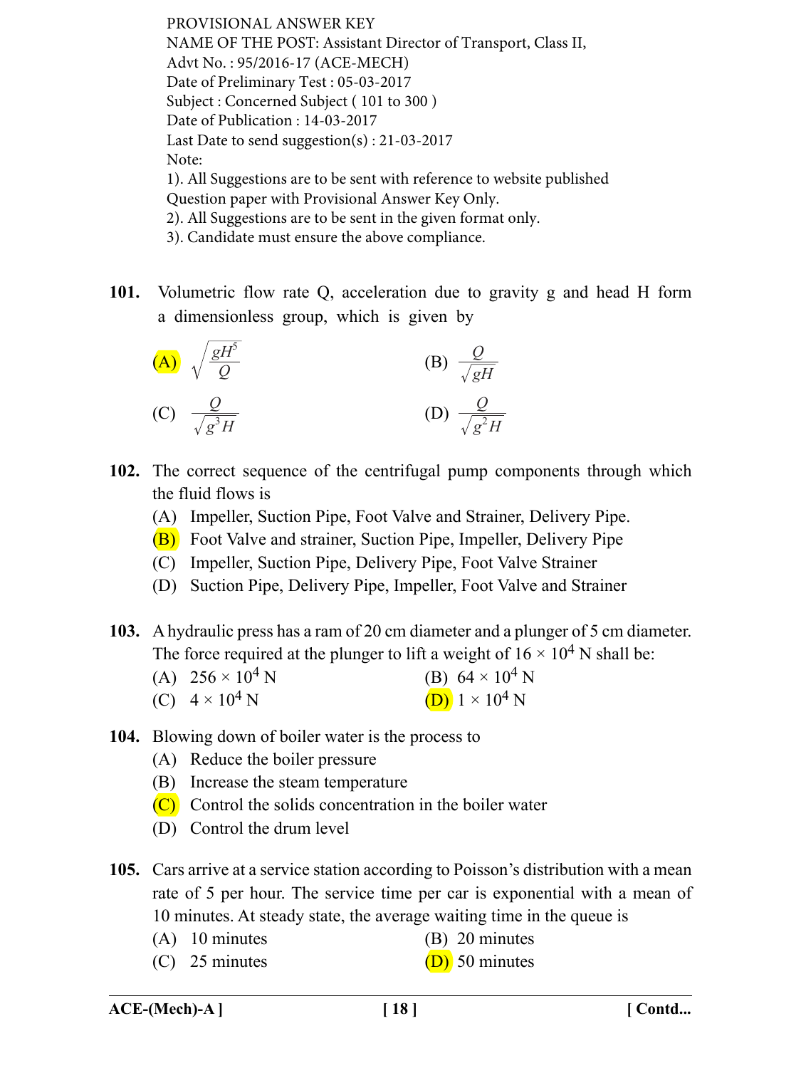PROVISIONAL ANSWER KEY
NAME OF THE POST: Assistant Director of Transport, Class II,
Advt No. : 95/2016-17 (ACE-MECH)
Date of Preliminary Test : 05-03-2017
Subject : Concerned Subject ( 101 to 300 )
Date of Publication : 14-03-2017
Last Date to send suggestion(s) : 21-03-2017
Note:
1). All Suggestions are to be sent with reference to website published Question paper with Provisional Answer Key Only.
2). All Suggestions are to be sent in the given format only.
3). Candidate must ensure the above compliance.

**101.** Volumetric flow rate Q, acceleration due to gravity g and head H form a dimensionless group, which is given by

(A) $\sqrt{\frac{gH^5}{Q}}$ (B) $\frac{Q}{\sqrt{gH}}$

(C) $\frac{Q}{\sqrt{g^3 H}}$ (D) $\frac{Q}{\sqrt{g^2 H}}$

**102.** The correct sequence of the centrifugal pump components through which the fluid flows is

(A) Impeller, Suction Pipe, Foot Valve and Strainer, Delivery Pipe.
(B) Foot Valve and strainer, Suction Pipe, Impeller, Delivery Pipe
(C) Impeller, Suction Pipe, Delivery Pipe, Foot Valve Strainer
(D) Suction Pipe, Delivery Pipe, Impeller, Foot Valve and Strainer

**103.** A hydraulic press has a ram of 20 cm diameter and a plunger of 5 cm diameter. The force required at the plunger to lift a weight of $16 \times 10^4$ N shall be:

(A) $256 \times 10^4$ N (B) $64 \times 10^4$ N
(C) $4 \times 10^4$ N (D) $1 \times 10^4$ N

**104.** Blowing down of boiler water is the process to

(A) Reduce the boiler pressure
(B) Increase the steam temperature
(C) Control the solids concentration in the boiler water
(D) Control the drum level

**105.** Cars arrive at a service station according to Poisson's distribution with a mean rate of 5 per hour. The service time per car is exponential with a mean of 10 minutes. At steady state, the average waiting time in the queue is

(A) 10 minutes (B) 20 minutes
(C) 25 minutes (D) 50 minutes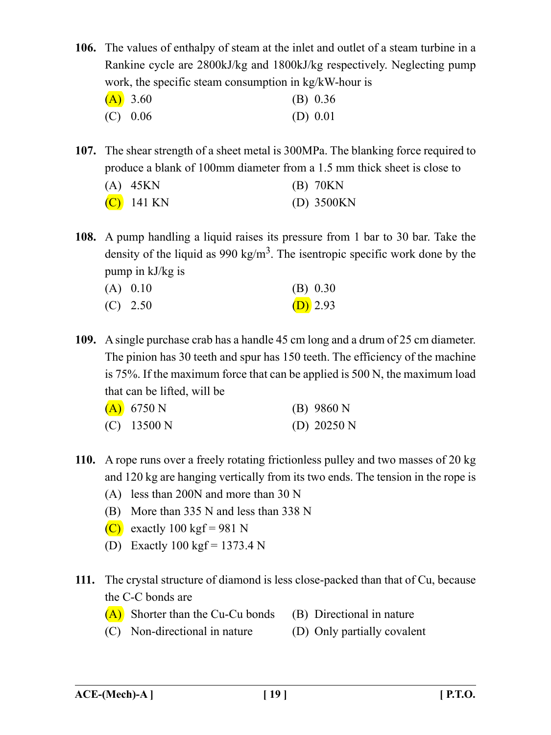**106.** The values of enthalpy of steam at the inlet and outlet of a steam turbine in a Rankine cycle are 2800kJ/kg and 1800kJ/kg respectively. Neglecting pump work, the specific steam consumption in kg/kW-hour is

(A) 3.60 &nbsp;&nbsp;&nbsp;&nbsp; (B) 0.36

(C) 0.06 &nbsp;&nbsp;&nbsp;&nbsp; (D) 0.01

**107.** The shear strength of a sheet metal is 300MPa. The blanking force required to produce a blank of 100mm diameter from a 1.5 mm thick sheet is close to

(A) 45KN &nbsp;&nbsp;&nbsp;&nbsp; (B) 70KN

(C) 141 KN &nbsp;&nbsp;&nbsp;&nbsp; (D) 3500KN

**108.** A pump handling a liquid raises its pressure from 1 bar to 30 bar. Take the density of the liquid as 990 kg/m$^3$. The isentropic specific work done by the pump in kJ/kg is

(A) 0.10 &nbsp;&nbsp;&nbsp;&nbsp; (B) 0.30

(C) 2.50 &nbsp;&nbsp;&nbsp;&nbsp; (D) 2.93

**109.** A single purchase crab has a handle 45 cm long and a drum of 25 cm diameter. The pinion has 30 teeth and spur has 150 teeth. The efficiency of the machine is 75%. If the maximum force that can be applied is 500 N, the maximum load that can be lifted, will be

(A) 6750 N &nbsp;&nbsp;&nbsp;&nbsp; (B) 9860 N

(C) 13500 N &nbsp;&nbsp;&nbsp;&nbsp; (D) 20250 N

**110.** A rope runs over a freely rotating frictionless pulley and two masses of 20 kg and 120 kg are hanging vertically from its two ends. The tension in the rope is

(A) less than 200N and more than 30 N

(B) More than 335 N and less than 338 N

(C) exactly 100 kgf = 981 N

(D) Exactly 100 kgf = 1373.4 N

**111.** The crystal structure of diamond is less close-packed than that of Cu, because the C-C bonds are

(A) Shorter than the Cu-Cu bonds &nbsp;&nbsp;&nbsp;&nbsp; (B) Directional in nature

(C) Non-directional in nature &nbsp;&nbsp;&nbsp;&nbsp; (D) Only partially covalent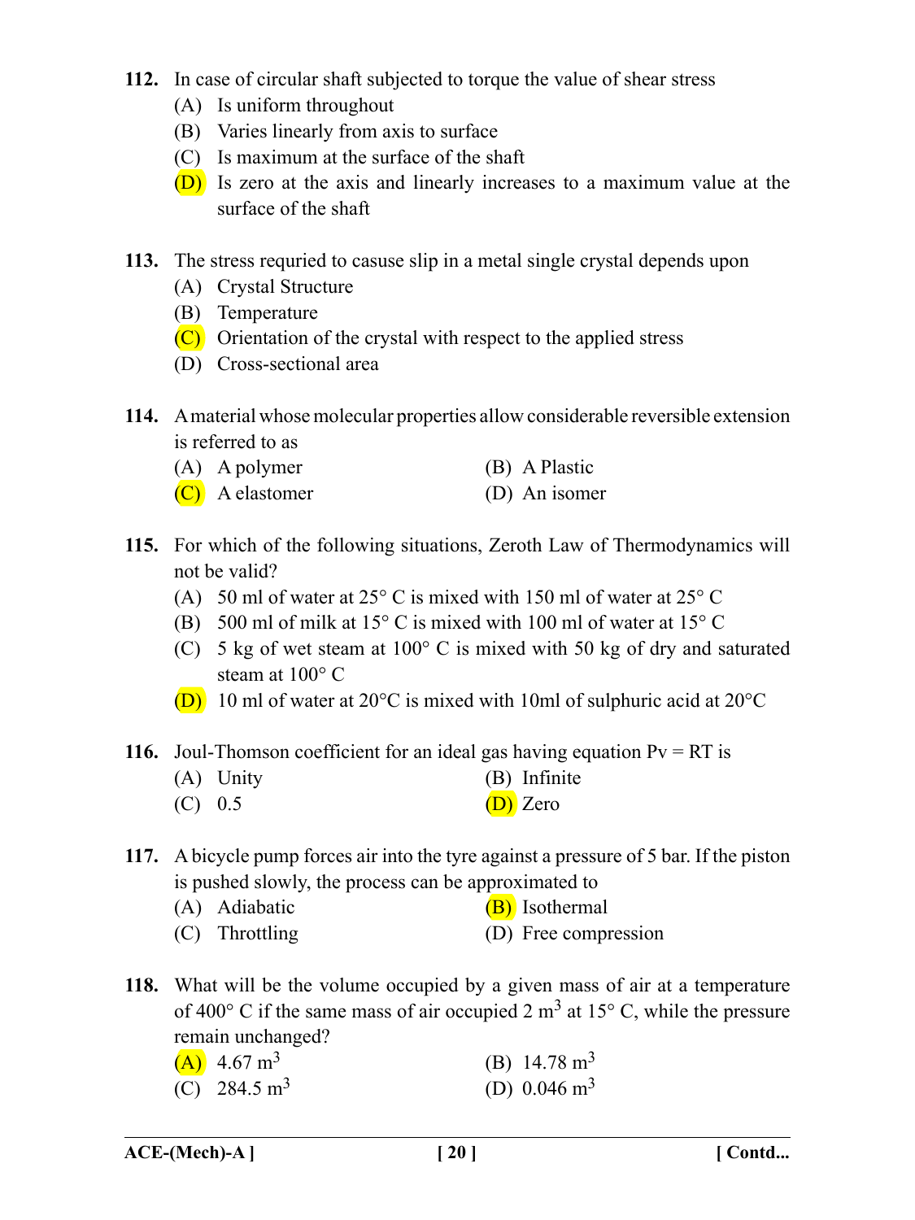**112.** In case of circular shaft subjected to torque the value of shear stress

(A) Is uniform throughout

(B) Varies linearly from axis to surface

(C) Is maximum at the surface of the shaft

(D) Is zero at the axis and linearly increases to a maximum value at the surface of the shaft

**113.** The stress requried to casuse slip in a metal single crystal depends upon

(A) Crystal Structure

(B) Temperature

(C) Orientation of the crystal with respect to the applied stress

(D) Cross-sectional area

**114.** A material whose molecular properties allow considerable reversible extension is referred to as

(A) A polymer

(B) A Plastic

(C) A elastomer

(D) An isomer

**115.** For which of the following situations, Zeroth Law of Thermodynamics will not be valid?

(A) 50 ml of water at 25° C is mixed with 150 ml of water at 25° C

(B) 500 ml of milk at 15° C is mixed with 100 ml of water at 15° C

(C) 5 kg of wet steam at 100° C is mixed with 50 kg of dry and saturated steam at 100° C

(D) 10 ml of water at 20°C is mixed with 10ml of sulphuric acid at 20°C

**116.** Joul-Thomson coefficient for an ideal gas having equation $Pv = RT$ is

(A) Unity

(B) Infinite

(C) 0.5

(D) Zero

**117.** A bicycle pump forces air into the tyre against a pressure of 5 bar. If the piston is pushed slowly, the process can be approximated to

(A) Adiabatic

(B) Isothermal

(C) Throttling

(D) Free compression

**118.** What will be the volume occupied by a given mass of air at a temperature of 400° C if the same mass of air occupied 2 $m^3$ at 15° C, while the pressure remain unchanged?

(A) 4.67 $m^3$

(B) 14.78 $m^3$

(C) 284.5 $m^3$

(D) 0.046 $m^3$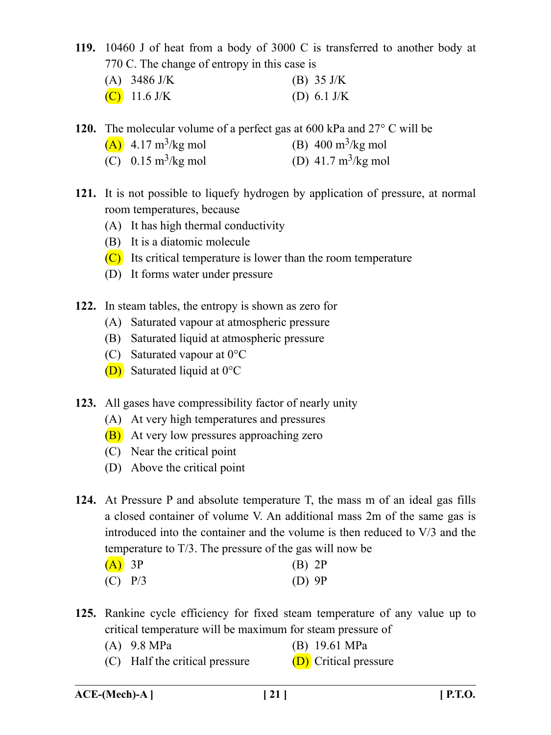**119.** 10460 J of heat from a body of 3000 C is transferred to another body at 770 C. The change of entropy in this case is

(A) 3486 J/K (B) 35 J/K

(C) 11.6 J/K (D) 6.1 J/K

**120.** The molecular volume of a perfect gas at 600 kPa and 27° C will be

(A) 4.17 $m^3$/kg mol (B) 400 $m^3$/kg mol

(C) 0.15 $m^3$/kg mol (D) 41.7 $m^3$/kg mol

**121.** It is not possible to liquefy hydrogen by application of pressure, at normal room temperatures, because

(A) It has high thermal conductivity

(B) It is a diatomic molecule

(C) Its critical temperature is lower than the room temperature

(D) It forms water under pressure

**122.** In steam tables, the entropy is shown as zero for

(A) Saturated vapour at atmospheric pressure

(B) Saturated liquid at atmospheric pressure

(C) Saturated vapour at 0°C

(D) Saturated liquid at 0°C

**123.** All gases have compressibility factor of nearly unity

(A) At very high temperatures and pressures

(B) At very low pressures approaching zero

(C) Near the critical point

(D) Above the critical point

**124.** At Pressure P and absolute temperature T, the mass m of an ideal gas fills a closed container of volume V. An additional mass 2m of the same gas is introduced into the container and the volume is then reduced to V/3 and the temperature to T/3. The pressure of the gas will now be

(A) 3P (B) 2P

(C) P/3 (D) 9P

**125.** Rankine cycle efficiency for fixed steam temperature of any value up to critical temperature will be maximum for steam pressure of

(A) 9.8 MPa (B) 19.61 MPa

(C) Half the critical pressure (D) Critical pressure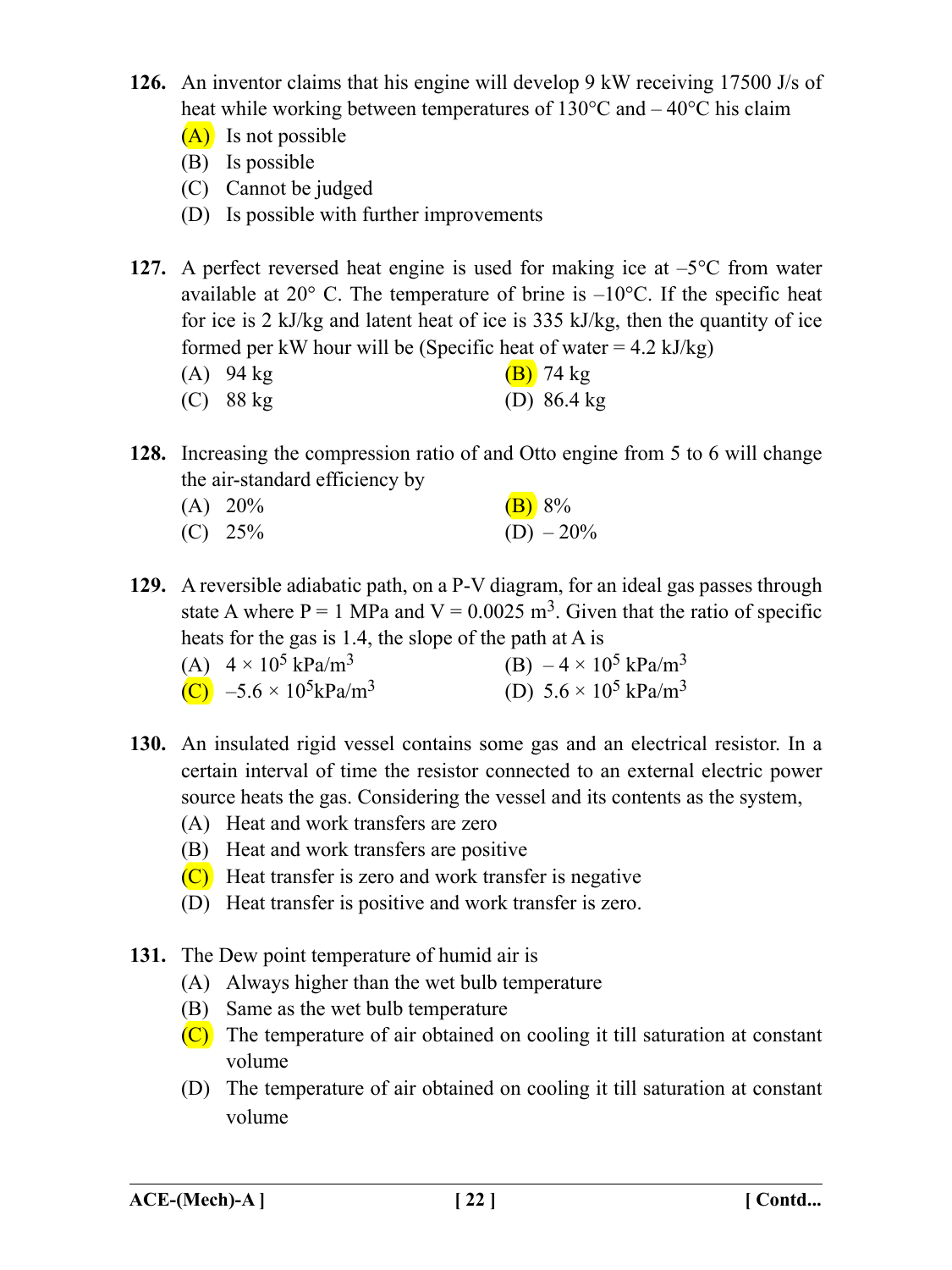**126.** An inventor claims that his engine will develop 9 kW receiving 17500 J/s of heat while working between temperatures of 130°C and – 40°C his claim

(A) Is not possible

(B) Is possible

(C) Cannot be judged

(D) Is possible with further improvements

**127.** A perfect reversed heat engine is used for making ice at –5°C from water available at 20° C. The temperature of brine is –10°C. If the specific heat for ice is 2 kJ/kg and latent heat of ice is 335 kJ/kg, then the quantity of ice formed per kW hour will be (Specific heat of water = 4.2 kJ/kg)

(A) 94 kg

(B) 74 kg

(C) 88 kg

(D) 86.4 kg

**128.** Increasing the compression ratio of and Otto engine from 5 to 6 will change the air-standard efficiency by

(A) 20%

(B) 8%

(C) 25%

(D) – 20%

**129.** A reversible adiabatic path, on a P-V diagram, for an ideal gas passes through state A where P = 1 MPa and V = 0.0025 $m^3$. Given that the ratio of specific heats for the gas is 1.4, the slope of the path at A is

(A) $4 \times 10^5$ kPa/$m^3$

(B) $-4 \times 10^5$ kPa/$m^3$

(C) $-5.6 \times 10^5$kPa/$m^3$

(D) $5.6 \times 10^5$ kPa/$m^3$

**130.** An insulated rigid vessel contains some gas and an electrical resistor. In a certain interval of time the resistor connected to an external electric power source heats the gas. Considering the vessel and its contents as the system,

(A) Heat and work transfers are zero

(B) Heat and work transfers are positive

(C) Heat transfer is zero and work transfer is negative

(D) Heat transfer is positive and work transfer is zero.

**131.** The Dew point temperature of humid air is

(A) Always higher than the wet bulb temperature

(B) Same as the wet bulb temperature

(C) The temperature of air obtained on cooling it till saturation at constant volume

(D) The temperature of air obtained on cooling it till saturation at constant volume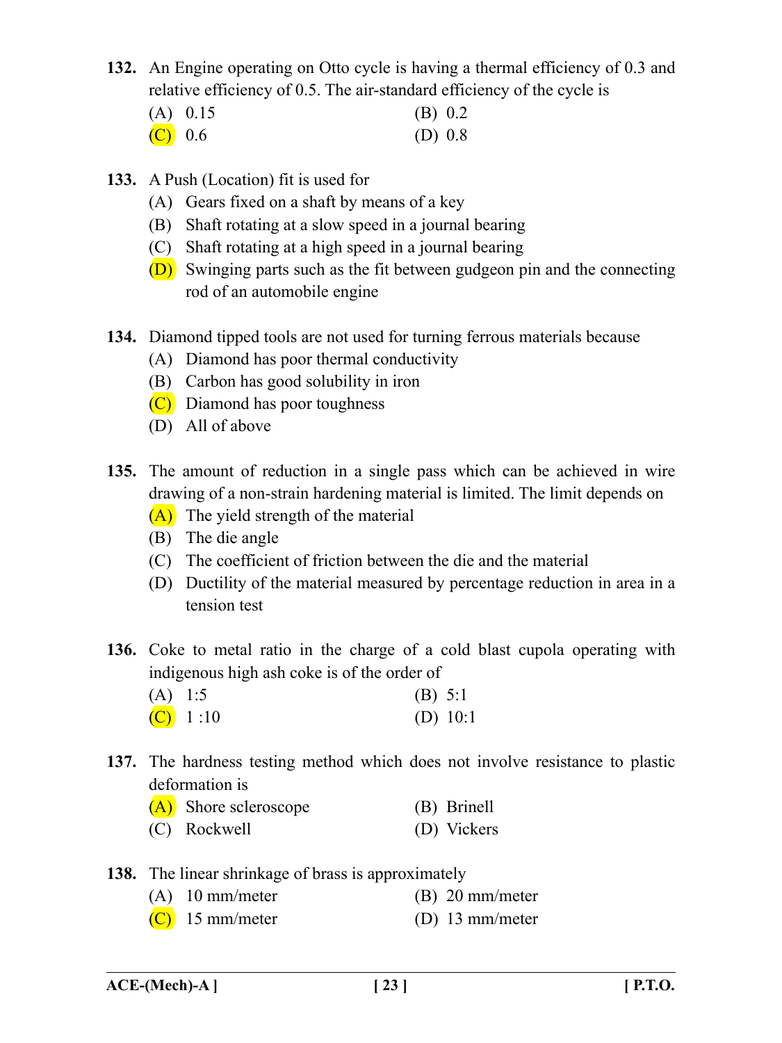**132.** An Engine operating on Otto cycle is having a thermal efficiency of 0.3 and relative efficiency of 0.5. The air-standard efficiency of the cycle is

(A) 0.15 (B) 0.2

(C) 0.6 (D) 0.8

**133.** A Push (Location) fit is used for

(A) Gears fixed on a shaft by means of a key

(B) Shaft rotating at a slow speed in a journal bearing

(C) Shaft rotating at a high speed in a journal bearing

(D) Swinging parts such as the fit between gudgeon pin and the connecting rod of an automobile engine

**134.** Diamond tipped tools are not used for turning ferrous materials because

(A) Diamond has poor thermal conductivity

(B) Carbon has good solubility in iron

(C) Diamond has poor toughness

(D) All of above

**135.** The amount of reduction in a single pass which can be achieved in wire drawing of a non-strain hardening material is limited. The limit depends on

(A) The yield strength of the material

(B) The die angle

(C) The coefficient of friction between the die and the material

(D) Ductility of the material measured by percentage reduction in area in a tension test

**136.** Coke to metal ratio in the charge of a cold blast cupola operating with indigenous high ash coke is of the order of

(A) 1:5 (B) 5:1

(C) 1 :10 (D) 10:1

**137.** The hardness testing method which does not involve resistance to plastic deformation is

(A) Shore scleroscope (B) Brinell

(C) Rockwell (D) Vickers

**138.** The linear shrinkage of brass is approximately

(A) 10 mm/meter (B) 20 mm/meter

(C) 15 mm/meter (D) 13 mm/meter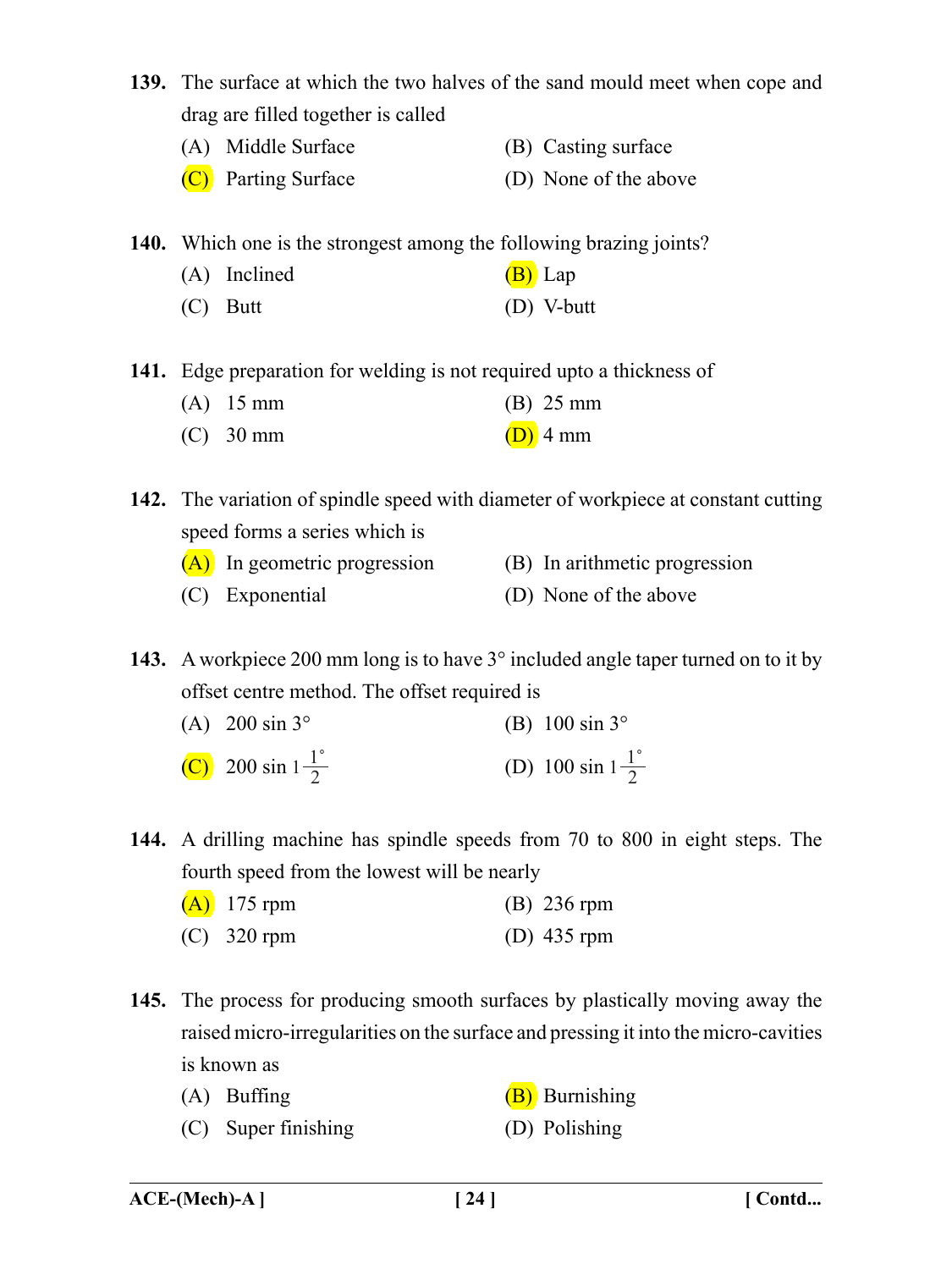**139.** The surface at which the two halves of the sand mould meet when cope and drag are filled together is called

(A) Middle Surface
(B) Casting surface
(C) Parting Surface
(D) None of the above

**140.** Which one is the strongest among the following brazing joints?

(A) Inclined
(B) Lap
(C) Butt
(D) V-butt

**141.** Edge preparation for welding is not required upto a thickness of

(A) 15 mm
(B) 25 mm
(C) 30 mm
(D) 4 mm

**142.** The variation of spindle speed with diameter of workpiece at constant cutting speed forms a series which is

(A) In geometric progression
(B) In arithmetic progression
(C) Exponential
(D) None of the above

**143.** A workpiece 200 mm long is to have 3° included angle taper turned on to it by offset centre method. The offset required is

(A) 200 sin 3°
(B) 100 sin 3°
(C) 200 sin $1\frac{1}{2}^{\circ}$
(D) 100 sin $1\frac{1}{2}^{\circ}$

**144.** A drilling machine has spindle speeds from 70 to 800 in eight steps. The fourth speed from the lowest will be nearly

(A) 175 rpm
(B) 236 rpm
(C) 320 rpm
(D) 435 rpm

**145.** The process for producing smooth surfaces by plastically moving away the raised micro-irregularities on the surface and pressing it into the micro-cavities is known as

(A) Buffing
(B) Burnishing
(C) Super finishing
(D) Polishing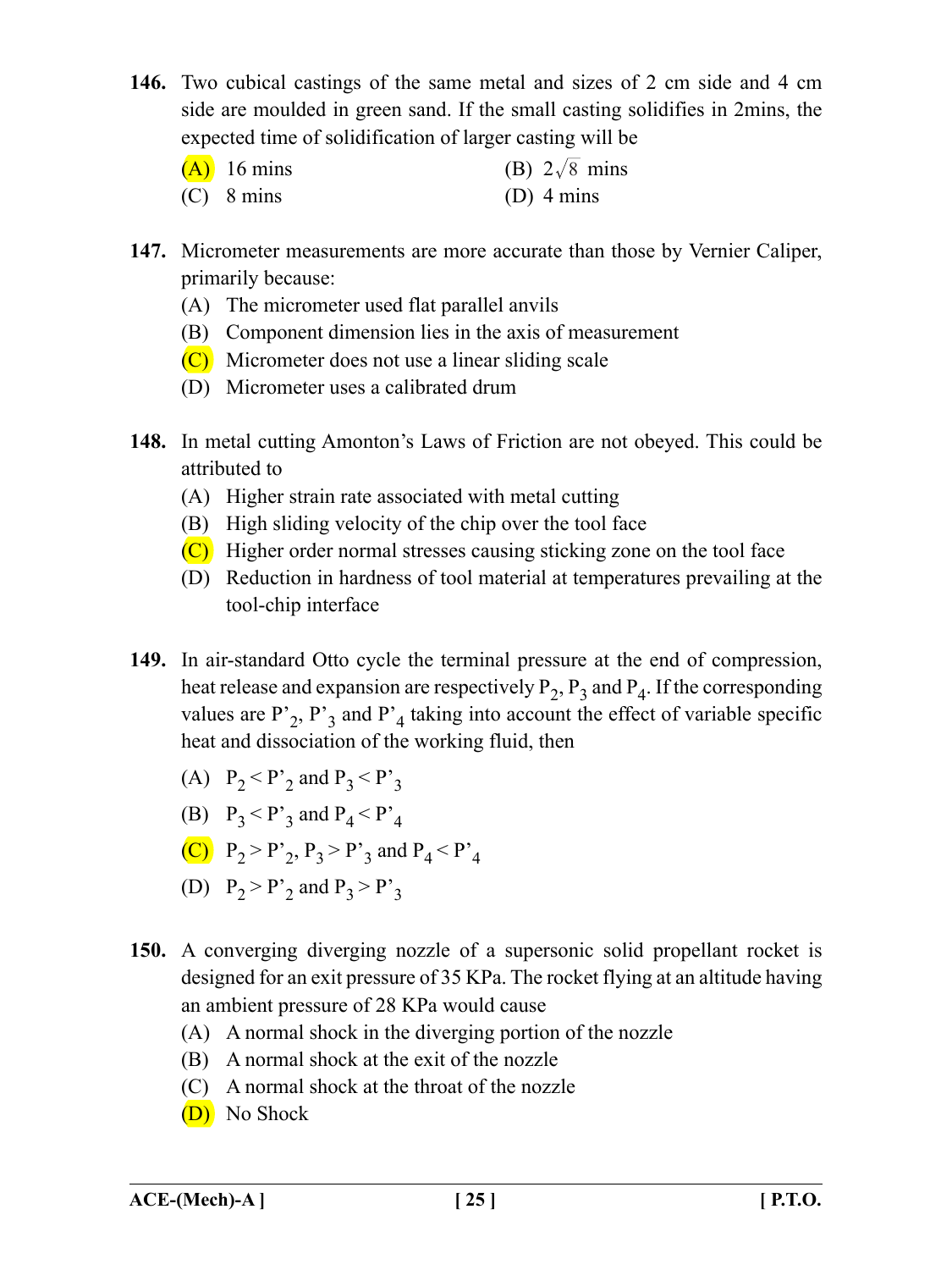**146.** Two cubical castings of the same metal and sizes of 2 cm side and 4 cm side are moulded in green sand. If the small casting solidifies in 2mins, the expected time of solidification of larger casting will be

(A) 16 mins  
(B) $2\sqrt{8}$ mins  
(C) 8 mins  
(D) 4 mins

**147.** Micrometer measurements are more accurate than those by Vernier Caliper, primarily because:

(A) The micrometer used flat parallel anvils  
(B) Component dimension lies in the axis of measurement  
(C) Micrometer does not use a linear sliding scale  
(D) Micrometer uses a calibrated drum

**148.** In metal cutting Amonton's Laws of Friction are not obeyed. This could be attributed to

(A) Higher strain rate associated with metal cutting  
(B) High sliding velocity of the chip over the tool face  
(C) Higher order normal stresses causing sticking zone on the tool face  
(D) Reduction in hardness of tool material at temperatures prevailing at the tool-chip interface

**149.** In air-standard Otto cycle the terminal pressure at the end of compression, heat release and expansion are respectively $P_2$, $P_3$ and $P_4$. If the corresponding values are $P'_2$, $P'_3$ and $P'_4$ taking into account the effect of variable specific heat and dissociation of the working fluid, then

(A) $P_2 < P'_2$ and $P_3 < P'_3$  
(B) $P_3 < P'_3$ and $P_4 < P'_4$  
(C) $P_2 > P'_2$, $P_3 > P'_3$ and $P_4 < P'_4$  
(D) $P_2 > P'_2$ and $P_3 > P'_3$

**150.** A converging diverging nozzle of a supersonic solid propellant rocket is designed for an exit pressure of 35 KPa. The rocket flying at an altitude having an ambient pressure of 28 KPa would cause

(A) A normal shock in the diverging portion of the nozzle  
(B) A normal shock at the exit of the nozzle  
(C) A normal shock at the throat of the nozzle  
(D) No Shock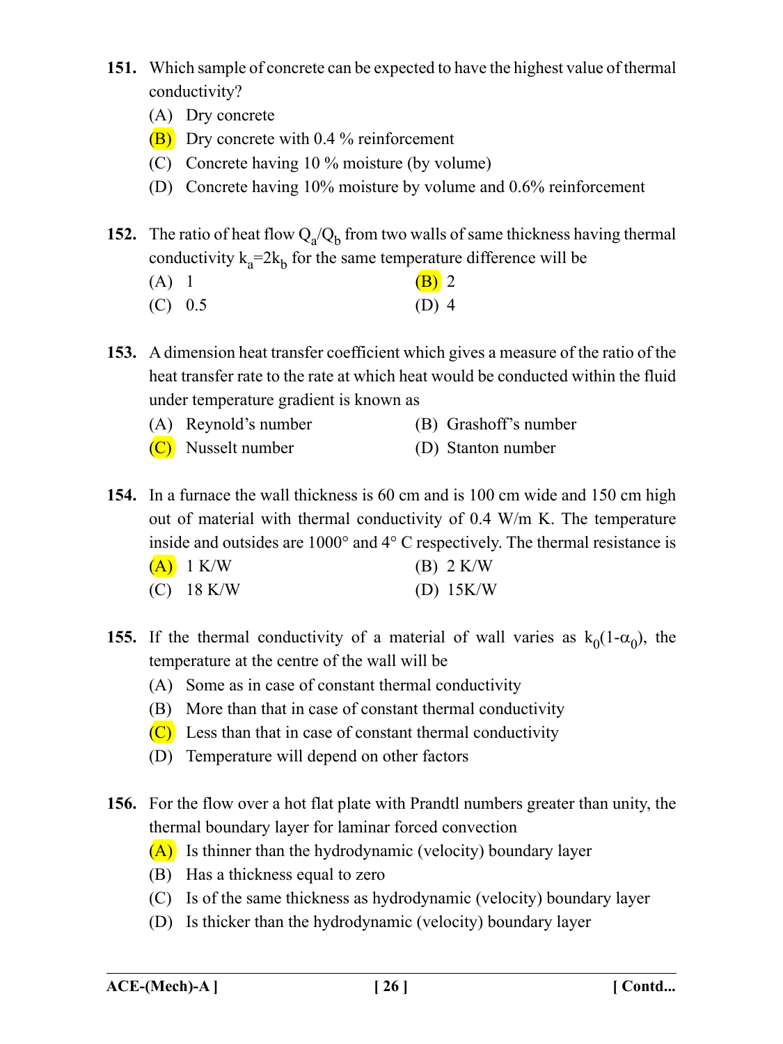**151.** Which sample of concrete can be expected to have the highest value of thermal conductivity?

(A) Dry concrete

(B) Dry concrete with 0.4 % reinforcement

(C) Concrete having 10 % moisture (by volume)

(D) Concrete having 10% moisture by volume and 0.6% reinforcement

**152.** The ratio of heat flow $Q_a/Q_b$ from two walls of same thickness having thermal conductivity $k_a$=2$k_b$ for the same temperature difference will be

(A) 1
(B) 2
(C) 0.5
(D) 4

**153.** A dimension heat transfer coefficient which gives a measure of the ratio of the heat transfer rate to the rate at which heat would be conducted within the fluid under temperature gradient is known as

(A) Reynold's number
(B) Grashoff's number
(C) Nusselt number
(D) Stanton number

**154.** In a furnace the wall thickness is 60 cm and is 100 cm wide and 150 cm high out of material with thermal conductivity of 0.4 W/m K. The temperature inside and outsides are 1000° and 4° C respectively. The thermal resistance is

(A) 1 K/W
(B) 2 K/W
(C) 18 K/W
(D) 15K/W

**155.** If the thermal conductivity of a material of wall varies as $k_0(1-\alpha_0)$, the temperature at the centre of the wall will be

(A) Some as in case of constant thermal conductivity

(B) More than that in case of constant thermal conductivity

(C) Less than that in case of constant thermal conductivity

(D) Temperature will depend on other factors

**156.** For the flow over a hot flat plate with Prandtl numbers greater than unity, the thermal boundary layer for laminar forced convection

(A) Is thinner than the hydrodynamic (velocity) boundary layer

(B) Has a thickness equal to zero

(C) Is of the same thickness as hydrodynamic (velocity) boundary layer

(D) Is thicker than the hydrodynamic (velocity) boundary layer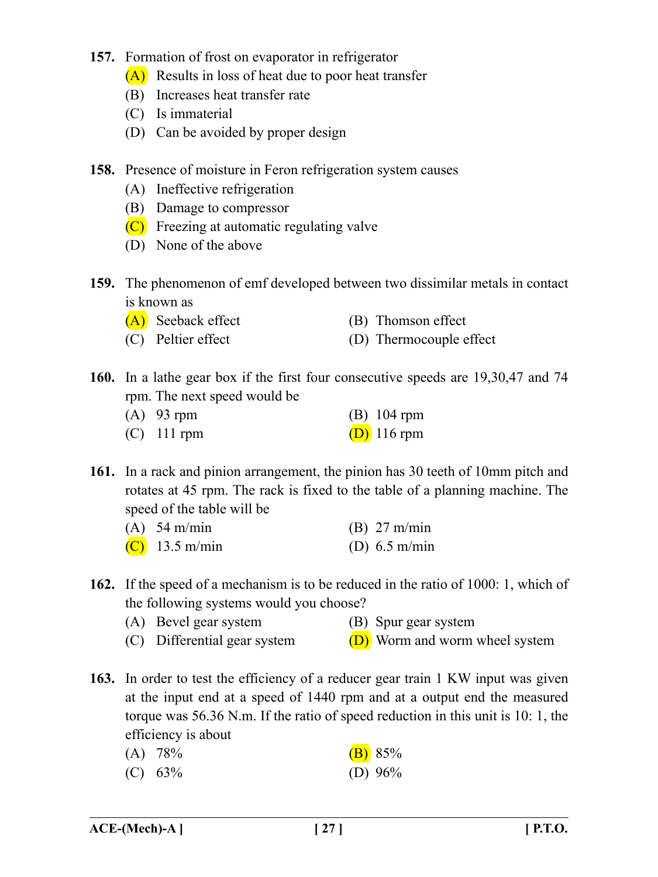**157.** Formation of frost on evaporator in refrigerator

(A) Results in loss of heat due to poor heat transfer

(B) Increases heat transfer rate

(C) Is immaterial

(D) Can be avoided by proper design

**158.** Presence of moisture in Feron refrigeration system causes

(A) Ineffective refrigeration

(B) Damage to compressor

(C) Freezing at automatic regulating valve

(D) None of the above

**159.** The phenomenon of emf developed between two dissimilar metals in contact is known as

(A) Seeback effect

(B) Thomson effect

(C) Peltier effect

(D) Thermocouple effect

**160.** In a lathe gear box if the first four consecutive speeds are 19,30,47 and 74 rpm. The next speed would be

(A) 93 rpm

(B) 104 rpm

(C) 111 rpm

(D) 116 rpm

**161.** In a rack and pinion arrangement, the pinion has 30 teeth of 10mm pitch and rotates at 45 rpm. The rack is fixed to the table of a planning machine. The speed of the table will be

(A) 54 m/min

(B) 27 m/min

(C) 13.5 m/min

(D) 6.5 m/min

**162.** If the speed of a mechanism is to be reduced in the ratio of 1000: 1, which of the following systems would you choose?

(A) Bevel gear system

(B) Spur gear system

(C) Differential gear system

(D) Worm and worm wheel system

**163.** In order to test the efficiency of a reducer gear train 1 KW input was given at the input end at a speed of 1440 rpm and at a output end the measured torque was 56.36 N.m. If the ratio of speed reduction in this unit is 10: 1, the efficiency is about

(A) 78%

(B) 85%

(C) 63%

(D) 96%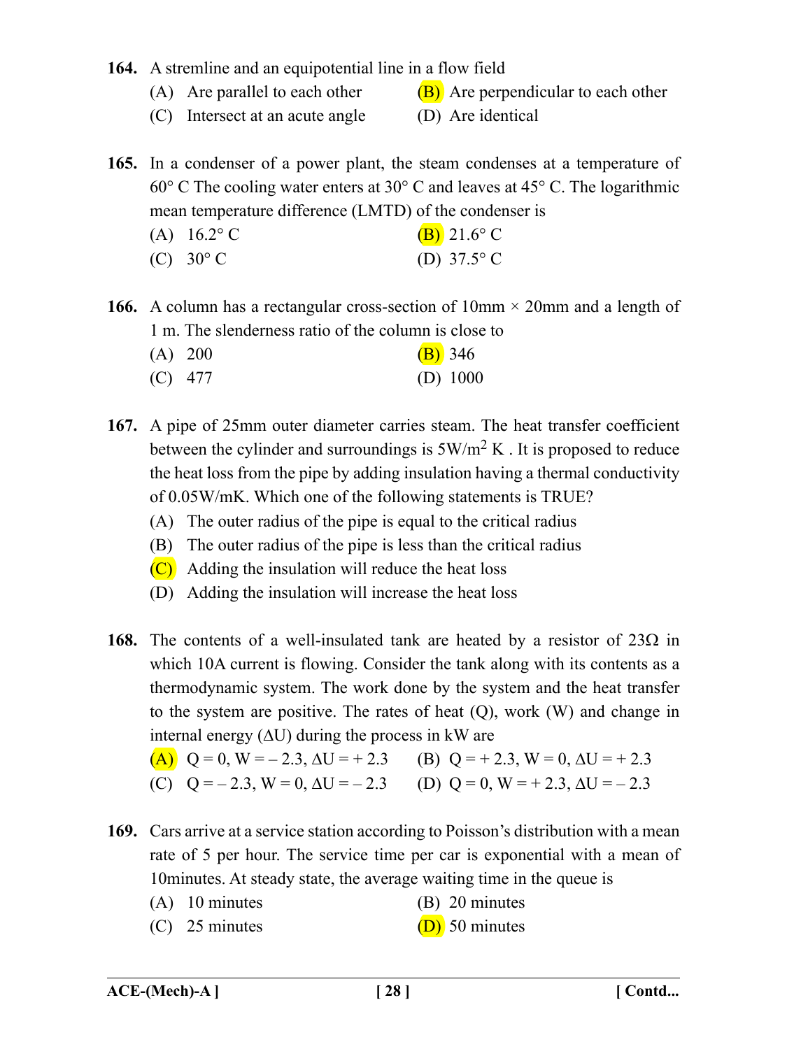**164.** A stremline and an equipotential line in a flow field

(A) Are parallel to each other (B) Are perpendicular to each other

(C) Intersect at an acute angle (D) Are identical

**165.** In a condenser of a power plant, the steam condenses at a temperature of 60° C The cooling water enters at 30° C and leaves at 45° C. The logarithmic mean temperature difference (LMTD) of the condenser is

(A) 16.2° C (B) 21.6° C

(C) 30° C (D) 37.5° C

**166.** A column has a rectangular cross-section of 10mm × 20mm and a length of 1 m. The slenderness ratio of the column is close to

(A) 200 (B) 346

(C) 477 (D) 1000

**167.** A pipe of 25mm outer diameter carries steam. The heat transfer coefficient between the cylinder and surroundings is $5 W/m^2 K$ . It is proposed to reduce the heat loss from the pipe by adding insulation having a thermal conductivity of 0.05W/mK. Which one of the following statements is TRUE?

(A) The outer radius of the pipe is equal to the critical radius

(B) The outer radius of the pipe is less than the critical radius

(C) Adding the insulation will reduce the heat loss

(D) Adding the insulation will increase the heat loss

**168.** The contents of a well-insulated tank are heated by a resistor of 23Ω in which 10A current is flowing. Consider the tank along with its contents as a thermodynamic system. The work done by the system and the heat transfer to the system are positive. The rates of heat (Q), work (W) and change in internal energy (ΔU) during the process in kW are

(A) Q = 0, W = – 2.3, ΔU = + 2.3 (B) Q = + 2.3, W = 0, ΔU = + 2.3

(C) Q = – 2.3, W = 0, ΔU = – 2.3 (D) Q = 0, W = + 2.3, ΔU = – 2.3

**169.** Cars arrive at a service station according to Poisson's distribution with a mean rate of 5 per hour. The service time per car is exponential with a mean of 10minutes. At steady state, the average waiting time in the queue is

(A) 10 minutes (B) 20 minutes

(C) 25 minutes (D) 50 minutes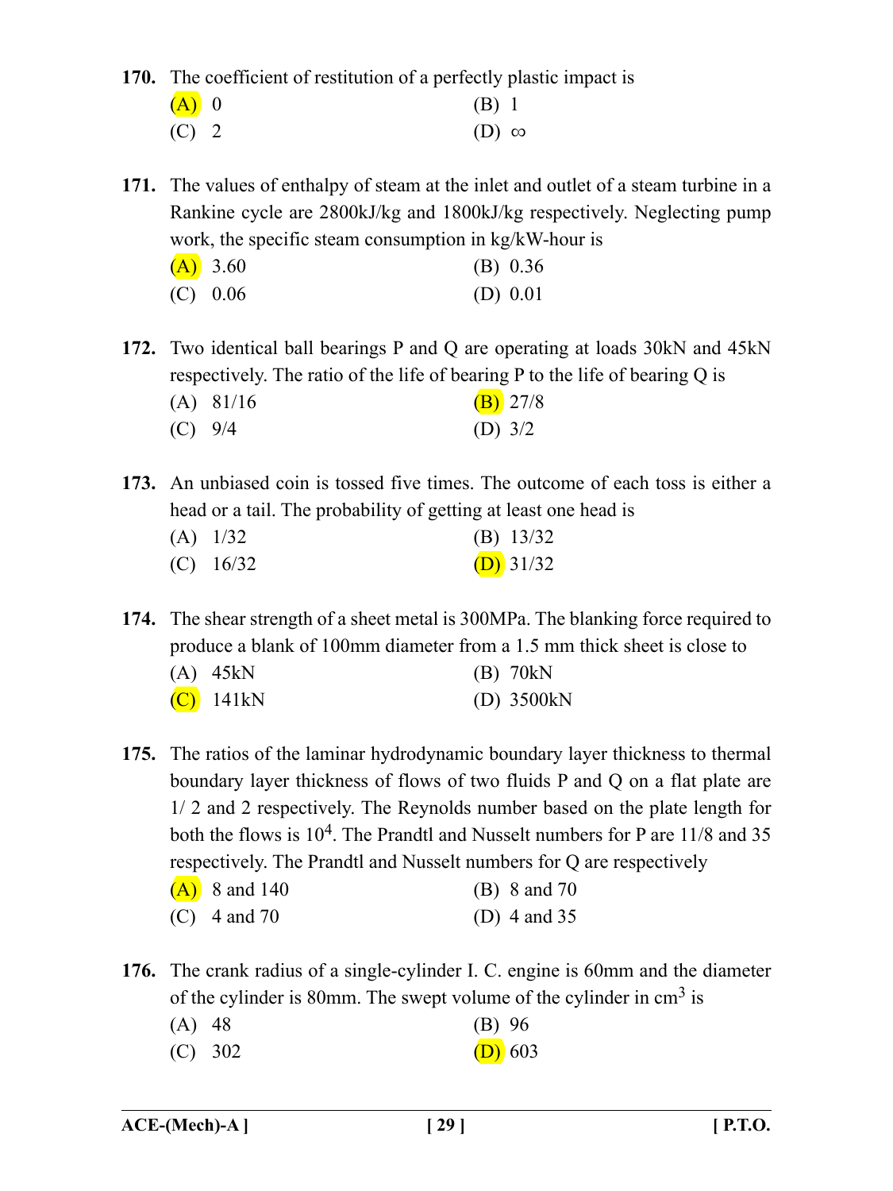**170.** The coefficient of restitution of a perfectly plastic impact is

(A) 0 (B) 1

(C) 2 (D) $\infty$

**171.** The values of enthalpy of steam at the inlet and outlet of a steam turbine in a Rankine cycle are 2800kJ/kg and 1800kJ/kg respectively. Neglecting pump work, the specific steam consumption in kg/kW-hour is

(A) 3.60 (B) 0.36

(C) 0.06 (D) 0.01

**172.** Two identical ball bearings P and Q are operating at loads 30kN and 45kN respectively. The ratio of the life of bearing P to the life of bearing Q is

(A) 81/16 (B) 27/8

(C) 9/4 (D) 3/2

**173.** An unbiased coin is tossed five times. The outcome of each toss is either a head or a tail. The probability of getting at least one head is

(A) 1/32 (B) 13/32

(C) 16/32 (D) 31/32

**174.** The shear strength of a sheet metal is 300MPa. The blanking force required to produce a blank of 100mm diameter from a 1.5 mm thick sheet is close to

(A) 45kN (B) 70kN

(C) 141kN (D) 3500kN

**175.** The ratios of the laminar hydrodynamic boundary layer thickness to thermal boundary layer thickness of flows of two fluids P and Q on a flat plate are 1/ 2 and 2 respectively. The Reynolds number based on the plate length for both the flows is $10^4$. The Prandtl and Nusselt numbers for P are 11/8 and 35 respectively. The Prandtl and Nusselt numbers for Q are respectively

(A) 8 and 140 (B) 8 and 70

(C) 4 and 70 (D) 4 and 35

**176.** The crank radius of a single-cylinder I. C. engine is 60mm and the diameter of the cylinder is 80mm. The swept volume of the cylinder in $cm^3$ is

(A) 48 (B) 96

(C) 302 (D) 603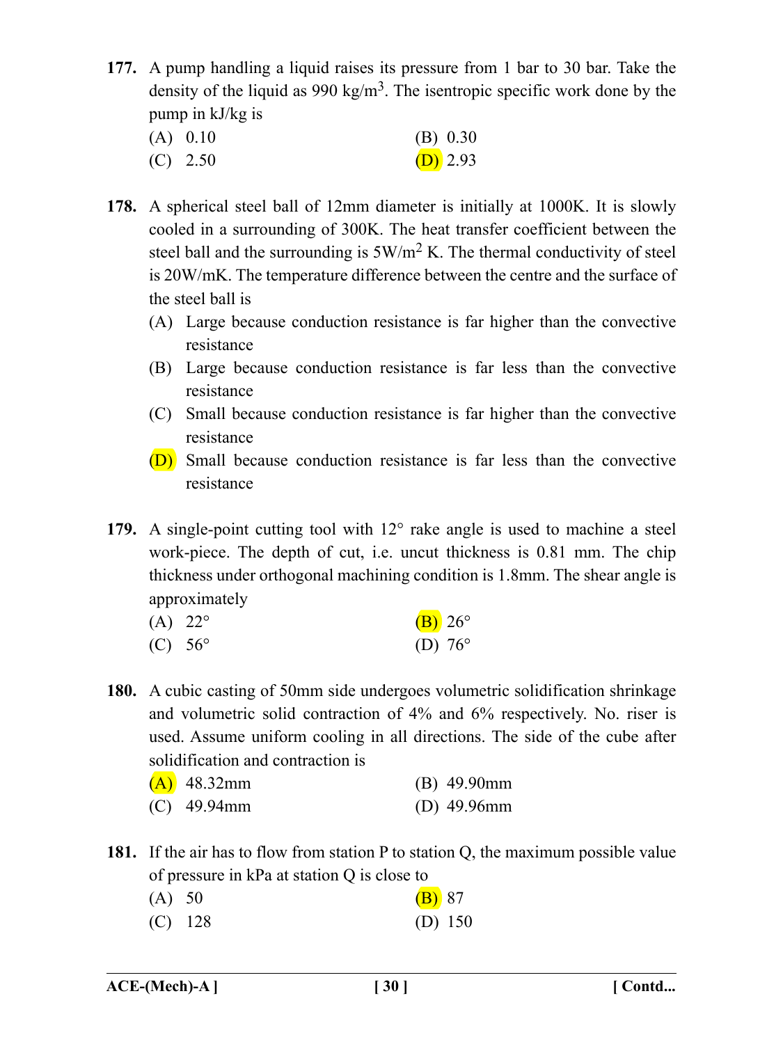**177.** A pump handling a liquid raises its pressure from 1 bar to 30 bar. Take the density of the liquid as 990 kg/m$^3$. The isentropic specific work done by the pump in kJ/kg is

(A) 0.10 (B) 0.30

(C) 2.50 (D) 2.93

**178.** A spherical steel ball of 12mm diameter is initially at 1000K. It is slowly cooled in a surrounding of 300K. The heat transfer coefficient between the steel ball and the surrounding is 5W/m$^2$ K. The thermal conductivity of steel is 20W/mK. The temperature difference between the centre and the surface of the steel ball is

(A) Large because conduction resistance is far higher than the convective resistance

(B) Large because conduction resistance is far less than the convective resistance

(C) Small because conduction resistance is far higher than the convective resistance

(D) Small because conduction resistance is far less than the convective resistance

**179.** A single-point cutting tool with 12° rake angle is used to machine a steel work-piece. The depth of cut, i.e. uncut thickness is 0.81 mm. The chip thickness under orthogonal machining condition is 1.8mm. The shear angle is approximately

(A) 22° (B) 26°

(C) 56° (D) 76°

**180.** A cubic casting of 50mm side undergoes volumetric solidification shrinkage and volumetric solid contraction of 4% and 6% respectively. No. riser is used. Assume uniform cooling in all directions. The side of the cube after solidification and contraction is

(A) 48.32mm (B) 49.90mm

(C) 49.94mm (D) 49.96mm

**181.** If the air has to flow from station P to station Q, the maximum possible value of pressure in kPa at station Q is close to

(A) 50 (B) 87

(C) 128 (D) 150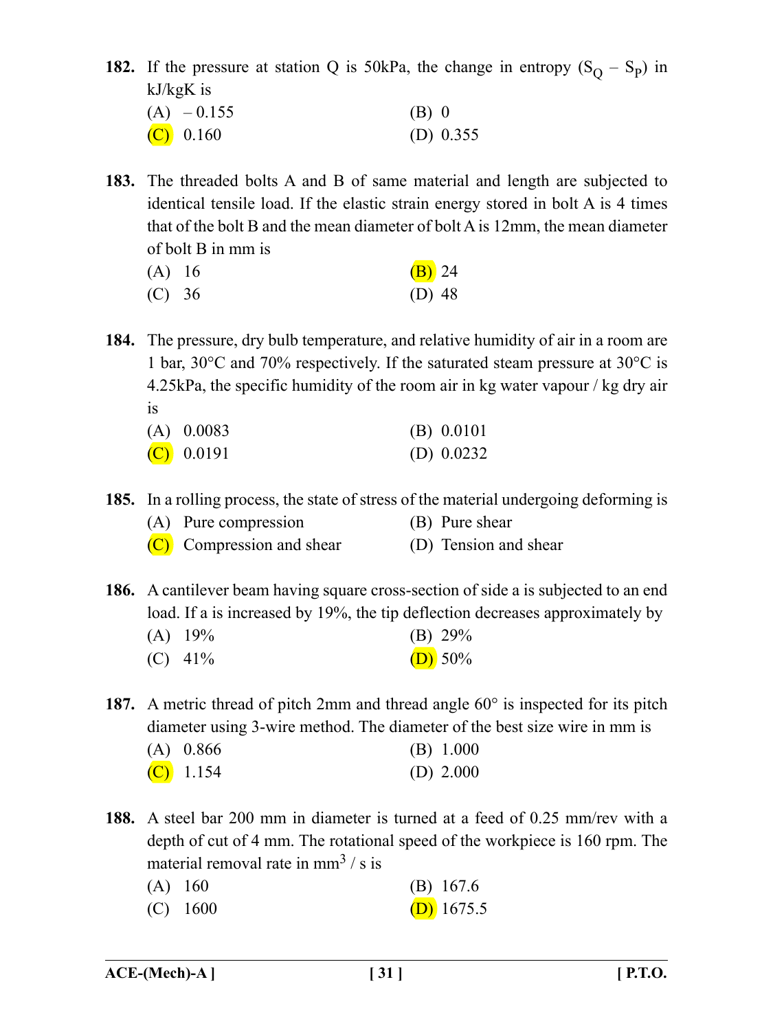**182.** If the pressure at station Q is 50kPa, the change in entropy ($S_Q - S_P$) in kJ/kgK is

(A) – 0.155 (B) 0

(C) 0.160 (D) 0.355

**183.** The threaded bolts A and B of same material and length are subjected to identical tensile load. If the elastic strain energy stored in bolt A is 4 times that of the bolt B and the mean diameter of bolt A is 12mm, the mean diameter of bolt B in mm is

(A) 16 (B) 24

(C) 36 (D) 48

**184.** The pressure, dry bulb temperature, and relative humidity of air in a room are 1 bar, 30°C and 70% respectively. If the saturated steam pressure at 30°C is 4.25kPa, the specific humidity of the room air in kg water vapour / kg dry air is

(A) 0.0083 (B) 0.0101

(C) 0.0191 (D) 0.0232

**185.** In a rolling process, the state of stress of the material undergoing deforming is

(A) Pure compression (B) Pure shear

(C) Compression and shear (D) Tension and shear

**186.** A cantilever beam having square cross-section of side a is subjected to an end load. If a is increased by 19%, the tip deflection decreases approximately by

(A) 19% (B) 29%

(C) 41% (D) 50%

**187.** A metric thread of pitch 2mm and thread angle 60° is inspected for its pitch diameter using 3-wire method. The diameter of the best size wire in mm is

(A) 0.866 (B) 1.000

(C) 1.154 (D) 2.000

**188.** A steel bar 200 mm in diameter is turned at a feed of 0.25 mm/rev with a depth of cut of 4 mm. The rotational speed of the workpiece is 160 rpm. The material removal rate in $mm^3$ / s is

(A) 160 (B) 167.6

(C) 1600 (D) 1675.5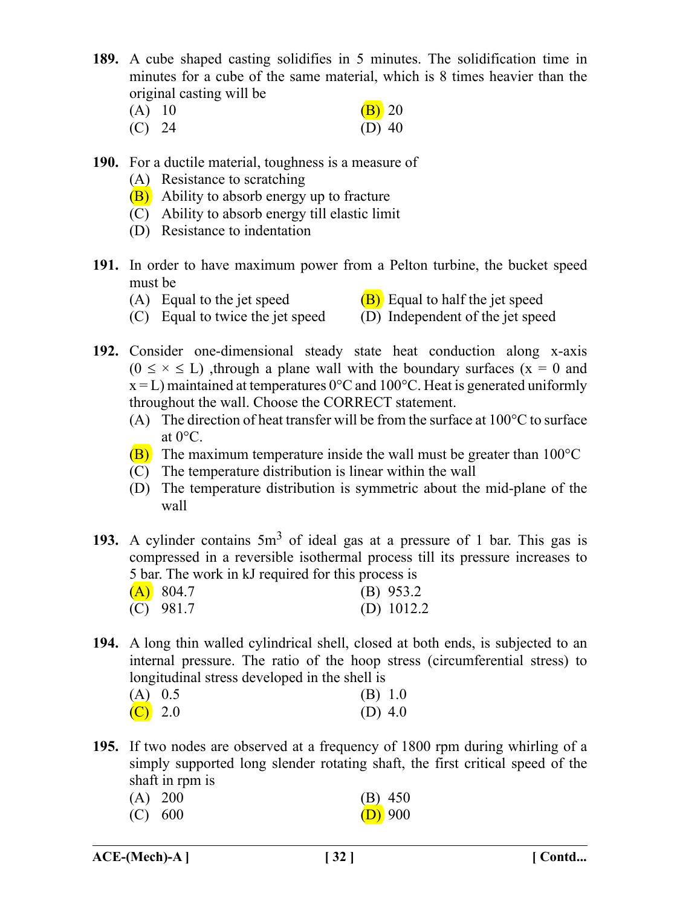**189.** A cube shaped casting solidifies in 5 minutes. The solidification time in minutes for a cube of the same material, which is 8 times heavier than the original casting will be

(A) 10
(B) 20
(C) 24
(D) 40

**190.** For a ductile material, toughness is a measure of

(A) Resistance to scratching
(B) Ability to absorb energy up to fracture
(C) Ability to absorb energy till elastic limit
(D) Resistance to indentation

**191.** In order to have maximum power from a Pelton turbine, the bucket speed must be

(A) Equal to the jet speed
(B) Equal to half the jet speed
(C) Equal to twice the jet speed
(D) Independent of the jet speed

**192.** Consider one-dimensional steady state heat conduction along x-axis ($0 \leq \times \leq L$) ,through a plane wall with the boundary surfaces ($x = 0$ and $x = L$) maintained at temperatures 0°C and 100°C. Heat is generated uniformly throughout the wall. Choose the CORRECT statement.

(A) The direction of heat transfer will be from the surface at 100°C to surface at 0°C.
(B) The maximum temperature inside the wall must be greater than 100°C
(C) The temperature distribution is linear within the wall
(D) The temperature distribution is symmetric about the mid-plane of the wall

**193.** A cylinder contains 5m$^3$ of ideal gas at a pressure of 1 bar. This gas is compressed in a reversible isothermal process till its pressure increases to 5 bar. The work in kJ required for this process is

(A) 804.7
(B) 953.2
(C) 981.7
(D) 1012.2

**194.** A long thin walled cylindrical shell, closed at both ends, is subjected to an internal pressure. The ratio of the hoop stress (circumferential stress) to longitudinal stress developed in the shell is

(A) 0.5
(B) 1.0
(C) 2.0
(D) 4.0

**195.** If two nodes are observed at a frequency of 1800 rpm during whirling of a simply supported long slender rotating shaft, the first critical speed of the shaft in rpm is

(A) 200
(B) 450
(C) 600
(D) 900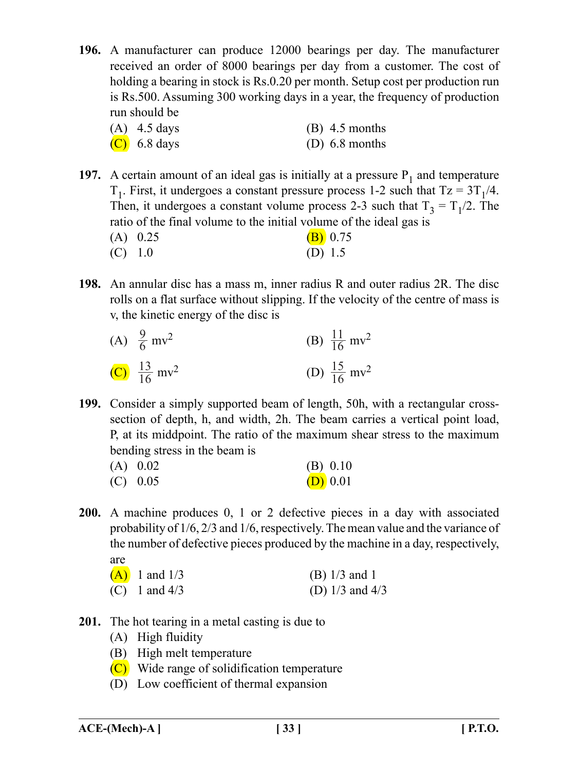**196.** A manufacturer can produce 12000 bearings per day. The manufacturer received an order of 8000 bearings per day from a customer. The cost of holding a bearing in stock is Rs.0.20 per month. Setup cost per production run is Rs.500. Assuming 300 working days in a year, the frequency of production run should be

(A) 4.5 days  (B) 4.5 months

(C) 6.8 days  (D) 6.8 months

**197.** A certain amount of an ideal gas is initially at a pressure $P_1$ and temperature $T_1$. First, it undergoes a constant pressure process 1-2 such that Tz = $3T_1/4$. Then, it undergoes a constant volume process 2-3 such that $T_3 = T_1/2$. The ratio of the final volume to the initial volume of the ideal gas is

(A) 0.25  (B) 0.75

(C) 1.0  (D) 1.5

**198.** An annular disc has a mass m, inner radius R and outer radius 2R. The disc rolls on a flat surface without slipping. If the velocity of the centre of mass is v, the kinetic energy of the disc is

(A) $\frac{9}{6}\,mv^2$  (B) $\frac{11}{16}\,mv^2$

(C) $\frac{13}{16}\,mv^2$  (D) $\frac{15}{16}\,mv^2$

**199.** Consider a simply supported beam of length, 50h, with a rectangular cross-section of depth, h, and width, 2h. The beam carries a vertical point load, P, at its midpoint. The ratio of the maximum shear stress to the maximum bending stress in the beam is

(A) 0.02  (B) 0.10

(C) 0.05  (D) 0.01

**200.** A machine produces 0, 1 or 2 defective pieces in a day with associated probability of 1/6, 2/3 and 1/6, respectively. The mean value and the variance of the number of defective pieces produced by the machine in a day, respectively, are

(A) 1 and 1/3  (B) 1/3 and 1

(C) 1 and 4/3  (D) 1/3 and 4/3

**201.** The hot tearing in a metal casting is due to

(A) High fluidity

(B) High melt temperature

(C) Wide range of solidification temperature

(D) Low coefficient of thermal expansion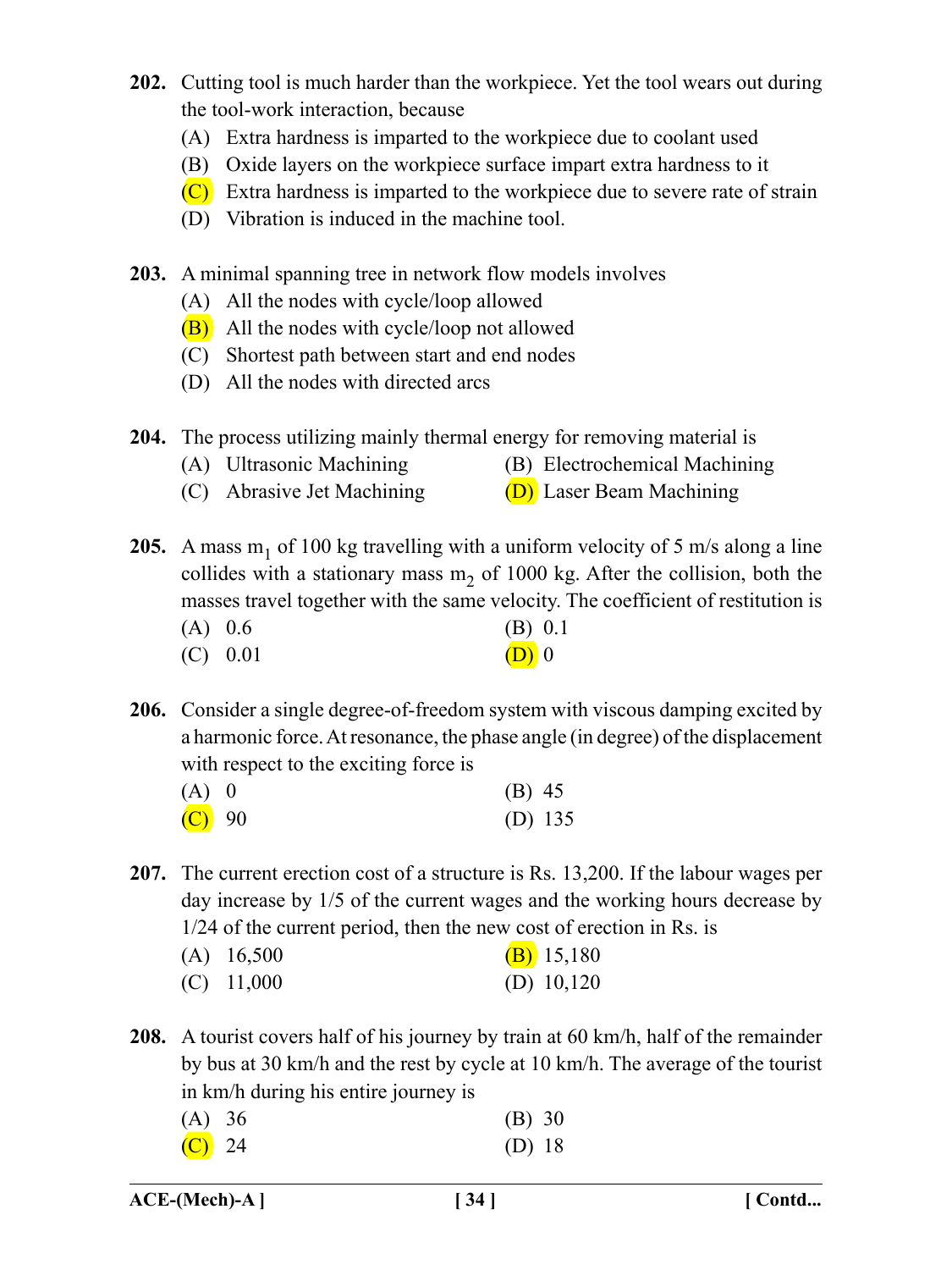**202.** Cutting tool is much harder than the workpiece. Yet the tool wears out during the tool-work interaction, because

(A) Extra hardness is imparted to the workpiece due to coolant used

(B) Oxide layers on the workpiece surface impart extra hardness to it

(C) Extra hardness is imparted to the workpiece due to severe rate of strain

(D) Vibration is induced in the machine tool.

**203.** A minimal spanning tree in network flow models involves

(A) All the nodes with cycle/loop allowed

(B) All the nodes with cycle/loop not allowed

(C) Shortest path between start and end nodes

(D) All the nodes with directed arcs

**204.** The process utilizing mainly thermal energy for removing material is

(A) Ultrasonic Machining

(B) Electrochemical Machining

(C) Abrasive Jet Machining

(D) Laser Beam Machining

**205.** A mass $m_1$ of 100 kg travelling with a uniform velocity of 5 m/s along a line collides with a stationary mass $m_2$ of 1000 kg. After the collision, both the masses travel together with the same velocity. The coefficient of restitution is

(A) 0.6

(B) 0.1

(C) 0.01

(D) 0

**206.** Consider a single degree-of-freedom system with viscous damping excited by a harmonic force. At resonance, the phase angle (in degree) of the displacement with respect to the exciting force is

(A) 0

(B) 45

(C) 90

(D) 135

**207.** The current erection cost of a structure is Rs. 13,200. If the labour wages per day increase by 1/5 of the current wages and the working hours decrease by 1/24 of the current period, then the new cost of erection in Rs. is

(A) 16,500

(B) 15,180

(C) 11,000

(D) 10,120

**208.** A tourist covers half of his journey by train at 60 km/h, half of the remainder by bus at 30 km/h and the rest by cycle at 10 km/h. The average of the tourist in km/h during his entire journey is

(A) 36

(B) 30

(C) 24

(D) 18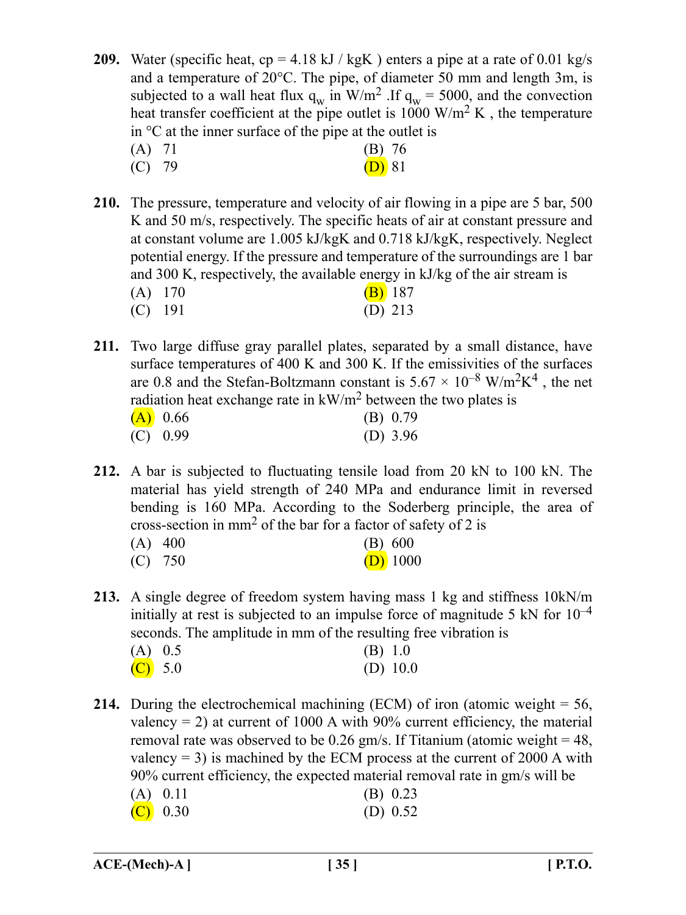**209.** Water (specific heat, cp = 4.18 kJ / kgK ) enters a pipe at a rate of 0.01 kg/s and a temperature of 20°C. The pipe, of diameter 50 mm and length 3m, is subjected to a wall heat flux $q_w$ in W/m$^2$ .If $q_w$ = 5000, and the convection heat transfer coefficient at the pipe outlet is 1000 W/m$^2$ K , the temperature in °C at the inner surface of the pipe at the outlet is

(A) 71 (B) 76
(C) 79 (D) 81

**210.** The pressure, temperature and velocity of air flowing in a pipe are 5 bar, 500 K and 50 m/s, respectively. The specific heats of air at constant pressure and at constant volume are 1.005 kJ/kgK and 0.718 kJ/kgK, respectively. Neglect potential energy. If the pressure and temperature of the surroundings are 1 bar and 300 K, respectively, the available energy in kJ/kg of the air stream is

(A) 170 (B) 187
(C) 191 (D) 213

**211.** Two large diffuse gray parallel plates, separated by a small distance, have surface temperatures of 400 K and 300 K. If the emissivities of the surfaces are 0.8 and the Stefan-Boltzmann constant is $5.67 \times 10^{-8}$ W/m$^2$K$^4$ , the net radiation heat exchange rate in kW/m$^2$ between the two plates is

(A) 0.66 (B) 0.79
(C) 0.99 (D) 3.96

**212.** A bar is subjected to fluctuating tensile load from 20 kN to 100 kN. The material has yield strength of 240 MPa and endurance limit in reversed bending is 160 MPa. According to the Soderberg principle, the area of cross-section in mm$^2$ of the bar for a factor of safety of 2 is

(A) 400 (B) 600
(C) 750 (D) 1000

**213.** A single degree of freedom system having mass 1 kg and stiffness 10kN/m initially at rest is subjected to an impulse force of magnitude 5 kN for $10^{-4}$ seconds. The amplitude in mm of the resulting free vibration is

(A) 0.5 (B) 1.0
(C) 5.0 (D) 10.0

**214.** During the electrochemical machining (ECM) of iron (atomic weight = 56, valency = 2) at current of 1000 A with 90% current efficiency, the material removal rate was observed to be 0.26 gm/s. If Titanium (atomic weight = 48, valency = 3) is machined by the ECM process at the current of 2000 A with 90% current efficiency, the expected material removal rate in gm/s will be

(A) 0.11 (B) 0.23
(C) 0.30 (D) 0.52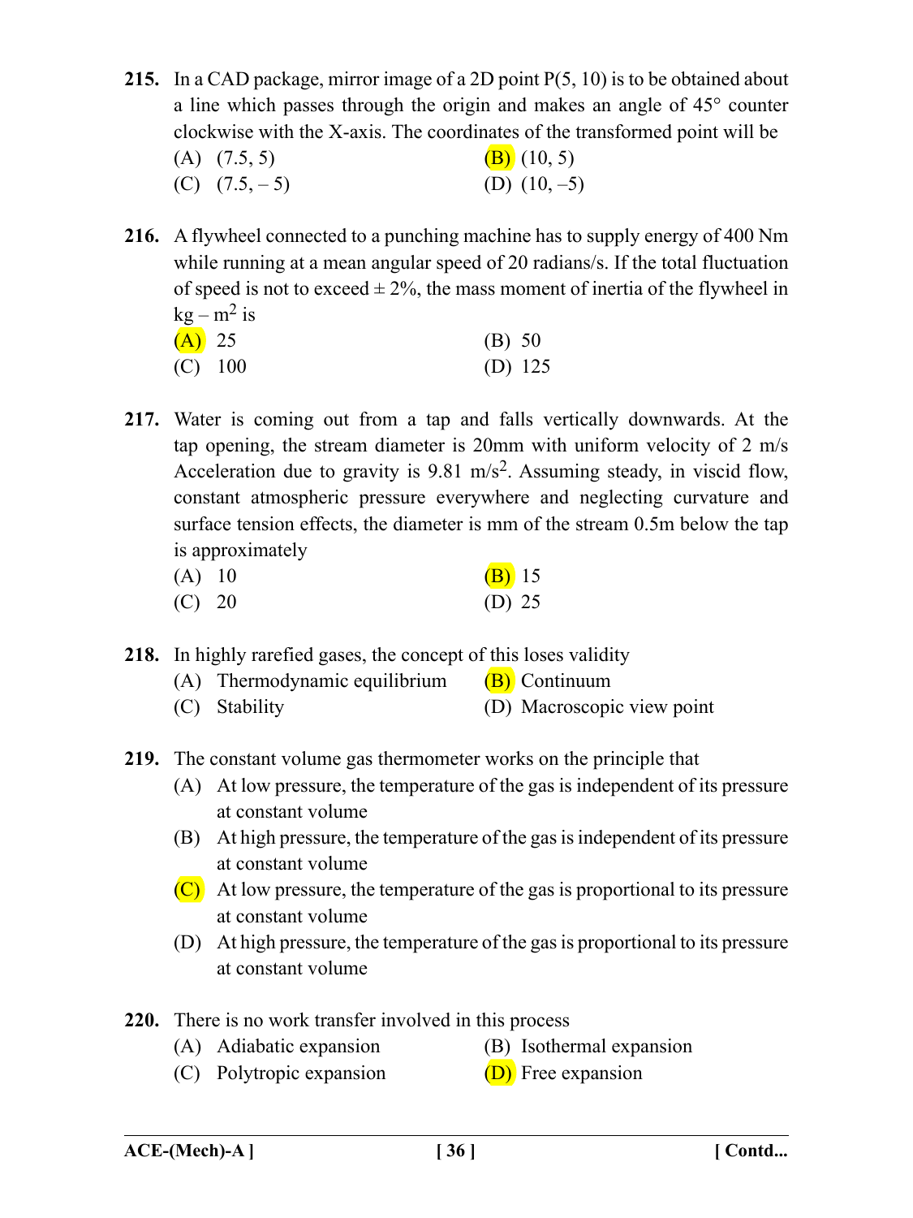**215.** In a CAD package, mirror image of a 2D point P(5, 10) is to be obtained about a line which passes through the origin and makes an angle of 45° counter clockwise with the X-axis. The coordinates of the transformed point will be

(A) (7.5, 5)
(B) (10, 5)
(C) (7.5, – 5)
(D) (10, –5)

**216.** A flywheel connected to a punching machine has to supply energy of 400 Nm while running at a mean angular speed of 20 radians/s. If the total fluctuation of speed is not to exceed ± 2%, the mass moment of inertia of the flywheel in kg – $m^2$ is

(A) 25
(B) 50
(C) 100
(D) 125

**217.** Water is coming out from a tap and falls vertically downwards. At the tap opening, the stream diameter is 20mm with uniform velocity of 2 m/s Acceleration due to gravity is 9.81 $m/s^2$. Assuming steady, in viscid flow, constant atmospheric pressure everywhere and neglecting curvature and surface tension effects, the diameter is mm of the stream 0.5m below the tap is approximately

(A) 10
(B) 15
(C) 20
(D) 25

**218.** In highly rarefied gases, the concept of this loses validity

(A) Thermodynamic equilibrium
(B) Continuum
(C) Stability
(D) Macroscopic view point

**219.** The constant volume gas thermometer works on the principle that

(A) At low pressure, the temperature of the gas is independent of its pressure at constant volume
(B) At high pressure, the temperature of the gas is independent of its pressure at constant volume
(C) At low pressure, the temperature of the gas is proportional to its pressure at constant volume
(D) At high pressure, the temperature of the gas is proportional to its pressure at constant volume

**220.** There is no work transfer involved in this process

(A) Adiabatic expansion
(B) Isothermal expansion
(C) Polytropic expansion
(D) Free expansion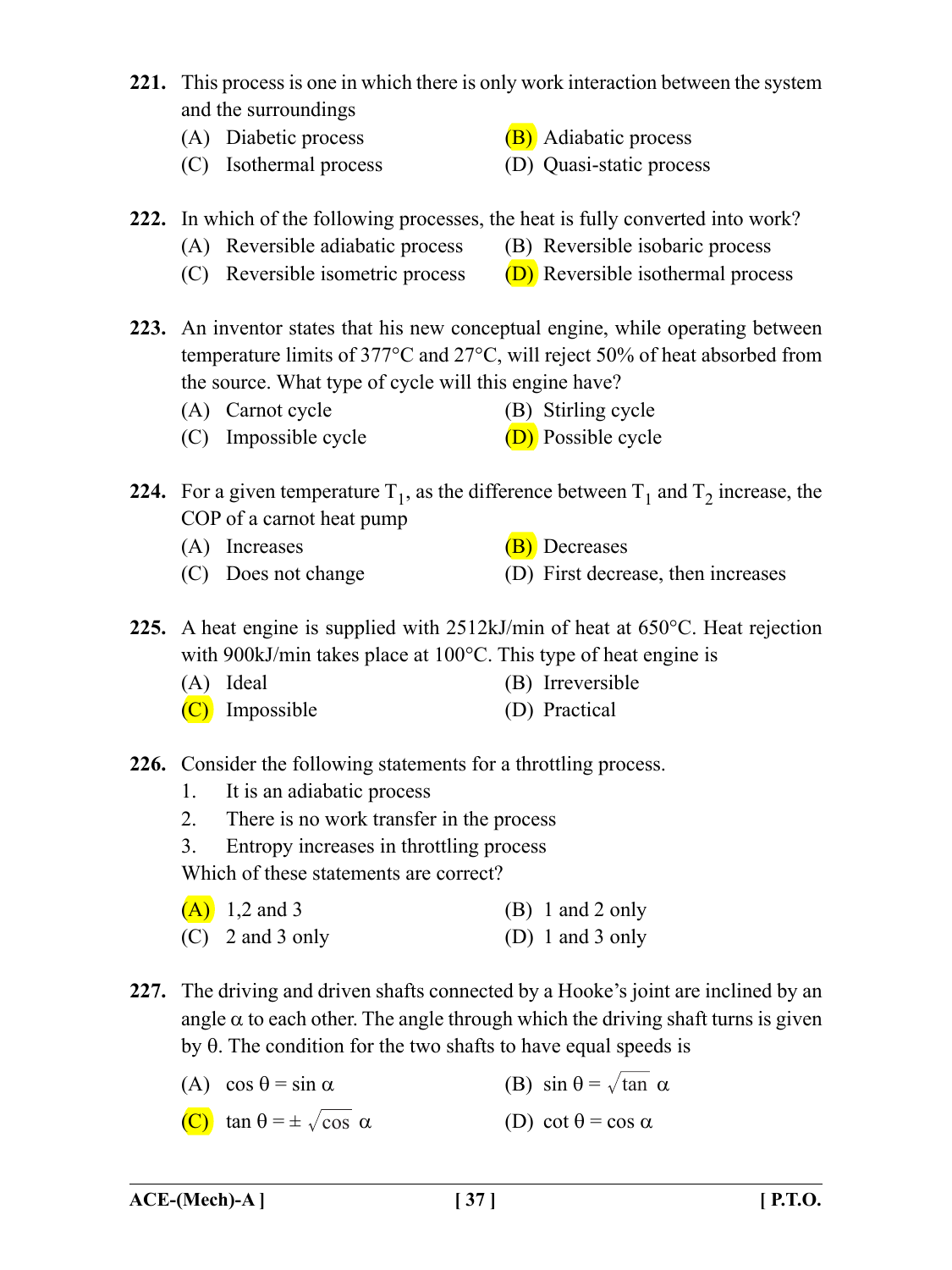**221.** This process is one in which there is only work interaction between the system and the surroundings

(A) Diabetic process
(B) Adiabatic process
(C) Isothermal process
(D) Quasi-static process

**222.** In which of the following processes, the heat is fully converted into work?

(A) Reversible adiabatic process
(B) Reversible isobaric process
(C) Reversible isometric process
(D) Reversible isothermal process

**223.** An inventor states that his new conceptual engine, while operating between temperature limits of 377°C and 27°C, will reject 50% of heat absorbed from the source. What type of cycle will this engine have?

(A) Carnot cycle
(B) Stirling cycle
(C) Impossible cycle
(D) Possible cycle

**224.** For a given temperature $T_1$, as the difference between $T_1$ and $T_2$ increase, the COP of a carnot heat pump

(A) Increases
(B) Decreases
(C) Does not change
(D) First decrease, then increases

**225.** A heat engine is supplied with 2512kJ/min of heat at 650°C. Heat rejection with 900kJ/min takes place at 100°C. This type of heat engine is

(A) Ideal
(B) Irreversible
(C) Impossible
(D) Practical

**226.** Consider the following statements for a throttling process.

1. It is an adiabatic process
2. There is no work transfer in the process
3. Entropy increases in throttling process

Which of these statements are correct?

(A) 1,2 and 3
(B) 1 and 2 only
(C) 2 and 3 only
(D) 1 and 3 only

**227.** The driving and driven shafts connected by a Hooke's joint are inclined by an angle $\alpha$ to each other. The angle through which the driving shaft turns is given by $\theta$. The condition for the two shafts to have equal speeds is

(A) $\cos\theta = \sin\alpha$
(B) $\sin\theta = \sqrt{\tan\alpha}$
(C) $\tan\theta = \pm\sqrt{\cos\alpha}$
(D) $\cot\theta = \cos\alpha$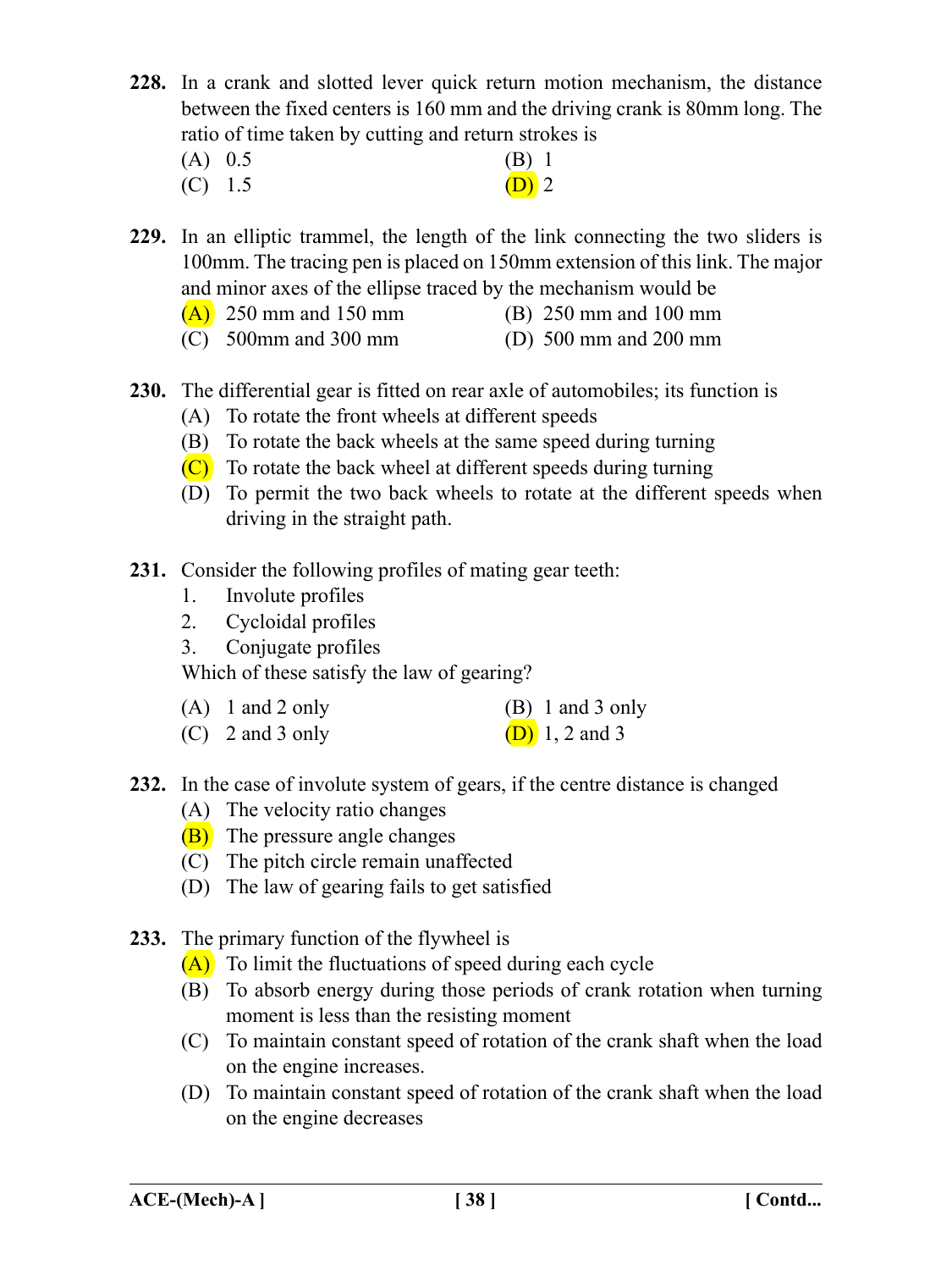**228.** In a crank and slotted lever quick return motion mechanism, the distance between the fixed centers is 160 mm and the driving crank is 80mm long. The ratio of time taken by cutting and return strokes is

(A) 0.5
(B) 1
(C) 1.5
(D) 2

**229.** In an elliptic trammel, the length of the link connecting the two sliders is 100mm. The tracing pen is placed on 150mm extension of this link. The major and minor axes of the ellipse traced by the mechanism would be

(A) 250 mm and 150 mm
(B) 250 mm and 100 mm
(C) 500mm and 300 mm
(D) 500 mm and 200 mm

**230.** The differential gear is fitted on rear axle of automobiles; its function is

(A) To rotate the front wheels at different speeds
(B) To rotate the back wheels at the same speed during turning
(C) To rotate the back wheel at different speeds during turning
(D) To permit the two back wheels to rotate at the different speeds when driving in the straight path.

**231.** Consider the following profiles of mating gear teeth:

1. Involute profiles
2. Cycloidal profiles
3. Conjugate profiles

Which of these satisfy the law of gearing?

(A) 1 and 2 only
(B) 1 and 3 only
(C) 2 and 3 only
(D) 1, 2 and 3

**232.** In the case of involute system of gears, if the centre distance is changed

(A) The velocity ratio changes
(B) The pressure angle changes
(C) The pitch circle remain unaffected
(D) The law of gearing fails to get satisfied

**233.** The primary function of the flywheel is

(A) To limit the fluctuations of speed during each cycle
(B) To absorb energy during those periods of crank rotation when turning moment is less than the resisting moment
(C) To maintain constant speed of rotation of the crank shaft when the load on the engine increases.
(D) To maintain constant speed of rotation of the crank shaft when the load on the engine decreases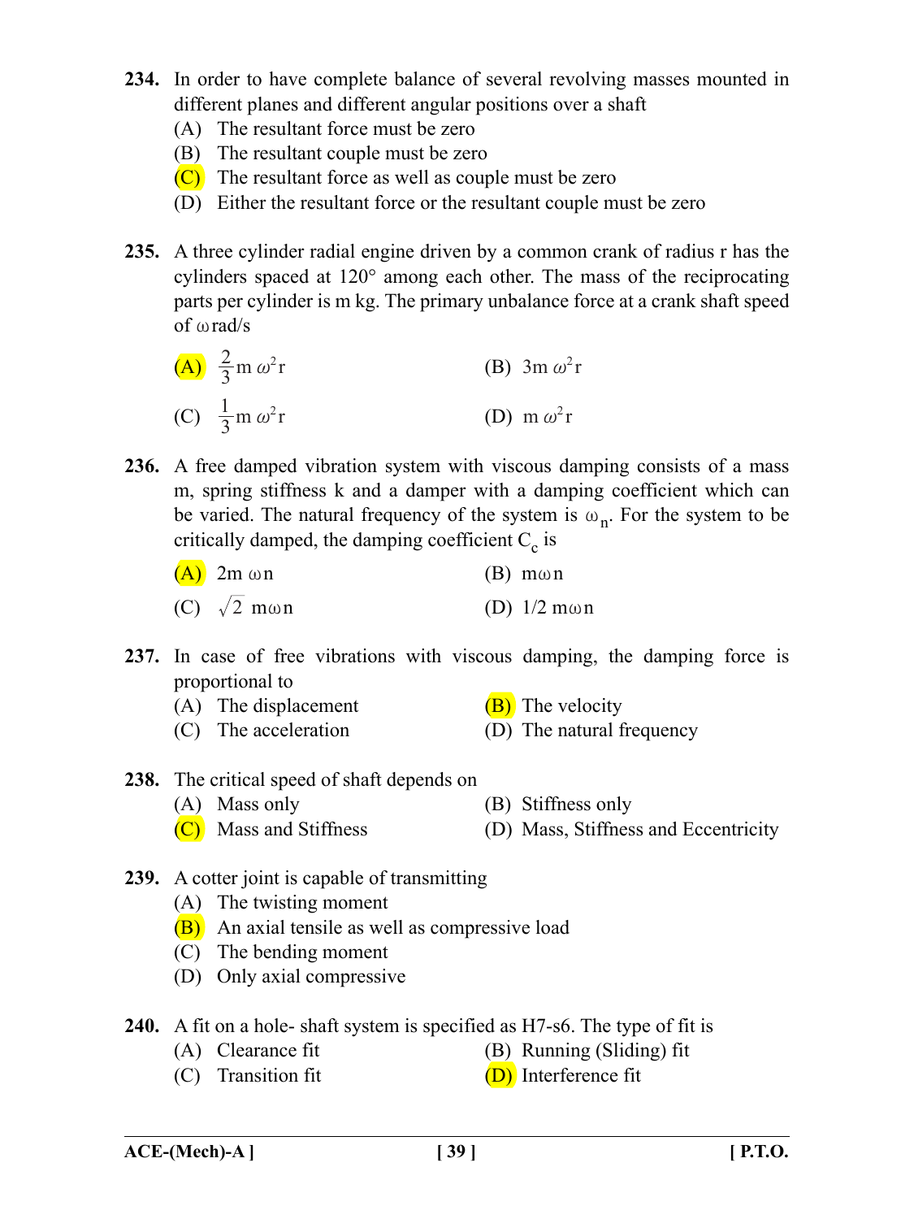**234.** In order to have complete balance of several revolving masses mounted in different planes and different angular positions over a shaft

(A) The resultant force must be zero

(B) The resultant couple must be zero

(C) The resultant force as well as couple must be zero

(D) Either the resultant force or the resultant couple must be zero

**235.** A three cylinder radial engine driven by a common crank of radius r has the cylinders spaced at 120° among each other. The mass of the reciprocating parts per cylinder is m kg. The primary unbalance force at a crank shaft speed of $\omega$ rad/s

(A) $\frac{2}{3}m\,\omega^2 r$

(B) $3m\,\omega^2 r$

(C) $\frac{1}{3}m\,\omega^2 r$

(D) $m\,\omega^2 r$

**236.** A free damped vibration system with viscous damping consists of a mass m, spring stiffness k and a damper with a damping coefficient which can be varied. The natural frequency of the system is $\omega_n$. For the system to be critically damped, the damping coefficient $C_c$ is

(A) $2m\,\omega n$

(B) $m\omega n$

(C) $\sqrt{2}\;m\omega n$

(D) $1/2\;m\omega n$

**237.** In case of free vibrations with viscous damping, the damping force is proportional to

(A) The displacement

(B) The velocity

(C) The acceleration

(D) The natural frequency

**238.** The critical speed of shaft depends on

(A) Mass only

(B) Stiffness only

(C) Mass and Stiffness

(D) Mass, Stiffness and Eccentricity

**239.** A cotter joint is capable of transmitting

(A) The twisting moment

(B) An axial tensile as well as compressive load

(C) The bending moment

(D) Only axial compressive

**240.** A fit on a hole- shaft system is specified as H7-s6. The type of fit is

(A) Clearance fit

(B) Running (Sliding) fit

(C) Transition fit

(D) Interference fit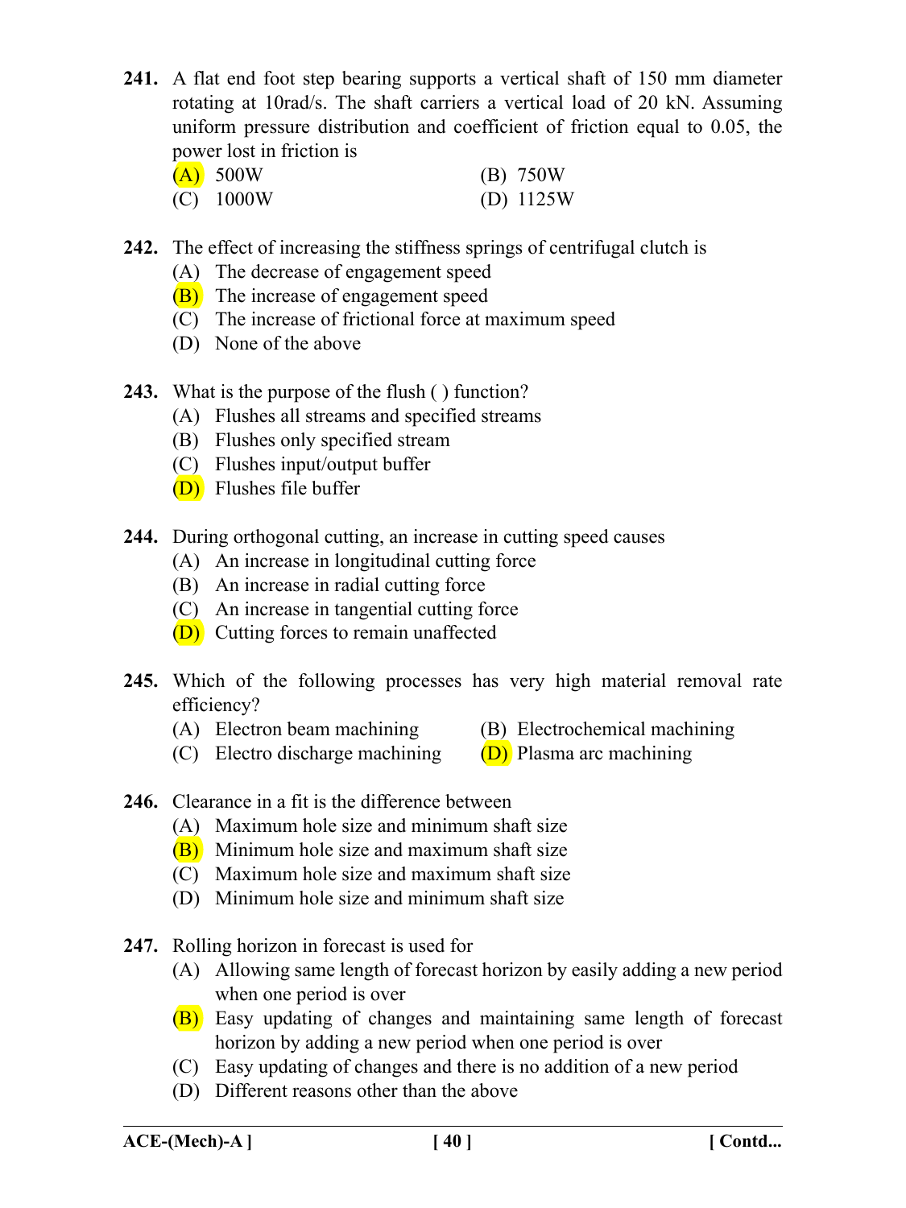**241.** A flat end foot step bearing supports a vertical shaft of 150 mm diameter rotating at 10rad/s. The shaft carriers a vertical load of 20 kN. Assuming uniform pressure distribution and coefficient of friction equal to 0.05, the power lost in friction is

(A) 500W
(B) 750W
(C) 1000W
(D) 1125W

**242.** The effect of increasing the stiffness springs of centrifugal clutch is

(A) The decrease of engagement speed
(B) The increase of engagement speed
(C) The increase of frictional force at maximum speed
(D) None of the above

**243.** What is the purpose of the flush ( ) function?

(A) Flushes all streams and specified streams
(B) Flushes only specified stream
(C) Flushes input/output buffer
(D) Flushes file buffer

**244.** During orthogonal cutting, an increase in cutting speed causes

(A) An increase in longitudinal cutting force
(B) An increase in radial cutting force
(C) An increase in tangential cutting force
(D) Cutting forces to remain unaffected

**245.** Which of the following processes has very high material removal rate efficiency?

(A) Electron beam machining
(B) Electrochemical machining
(C) Electro discharge machining
(D) Plasma arc machining

**246.** Clearance in a fit is the difference between

(A) Maximum hole size and minimum shaft size
(B) Minimum hole size and maximum shaft size
(C) Maximum hole size and maximum shaft size
(D) Minimum hole size and minimum shaft size

**247.** Rolling horizon in forecast is used for

(A) Allowing same length of forecast horizon by easily adding a new period when one period is over
(B) Easy updating of changes and maintaining same length of forecast horizon by adding a new period when one period is over
(C) Easy updating of changes and there is no addition of a new period
(D) Different reasons other than the above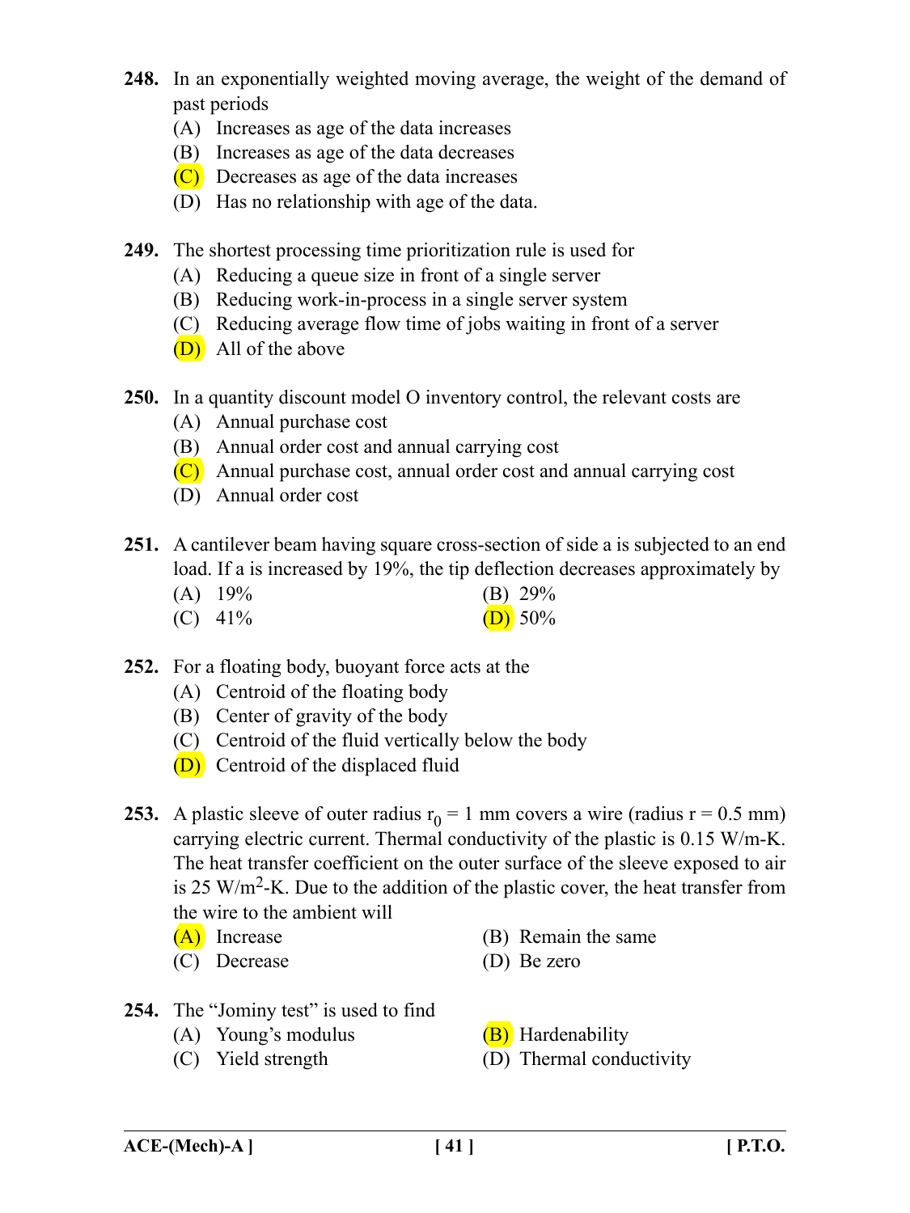**248.** In an exponentially weighted moving average, the weight of the demand of past periods

(A) Increases as age of the data increases
(B) Increases as age of the data decreases
(C) Decreases as age of the data increases
(D) Has no relationship with age of the data.

**249.** The shortest processing time prioritization rule is used for

(A) Reducing a queue size in front of a single server
(B) Reducing work-in-process in a single server system
(C) Reducing average flow time of jobs waiting in front of a server
(D) All of the above

**250.** In a quantity discount model O inventory control, the relevant costs are

(A) Annual purchase cost
(B) Annual order cost and annual carrying cost
(C) Annual purchase cost, annual order cost and annual carrying cost
(D) Annual order cost

**251.** A cantilever beam having square cross-section of side a is subjected to an end load. If a is increased by 19%, the tip deflection decreases approximately by

(A) 19%
(B) 29%
(C) 41%
(D) 50%

**252.** For a floating body, buoyant force acts at the

(A) Centroid of the floating body
(B) Center of gravity of the body
(C) Centroid of the fluid vertically below the body
(D) Centroid of the displaced fluid

**253.** A plastic sleeve of outer radius $r_0$ = 1 mm covers a wire (radius r = 0.5 mm) carrying electric current. Thermal conductivity of the plastic is 0.15 W/m-K. The heat transfer coefficient on the outer surface of the sleeve exposed to air is 25 W/m$^2$-K. Due to the addition of the plastic cover, the heat transfer from the wire to the ambient will

(A) Increase
(B) Remain the same
(C) Decrease
(D) Be zero

**254.** The "Jominy test" is used to find

(A) Young's modulus
(B) Hardenability
(C) Yield strength
(D) Thermal conductivity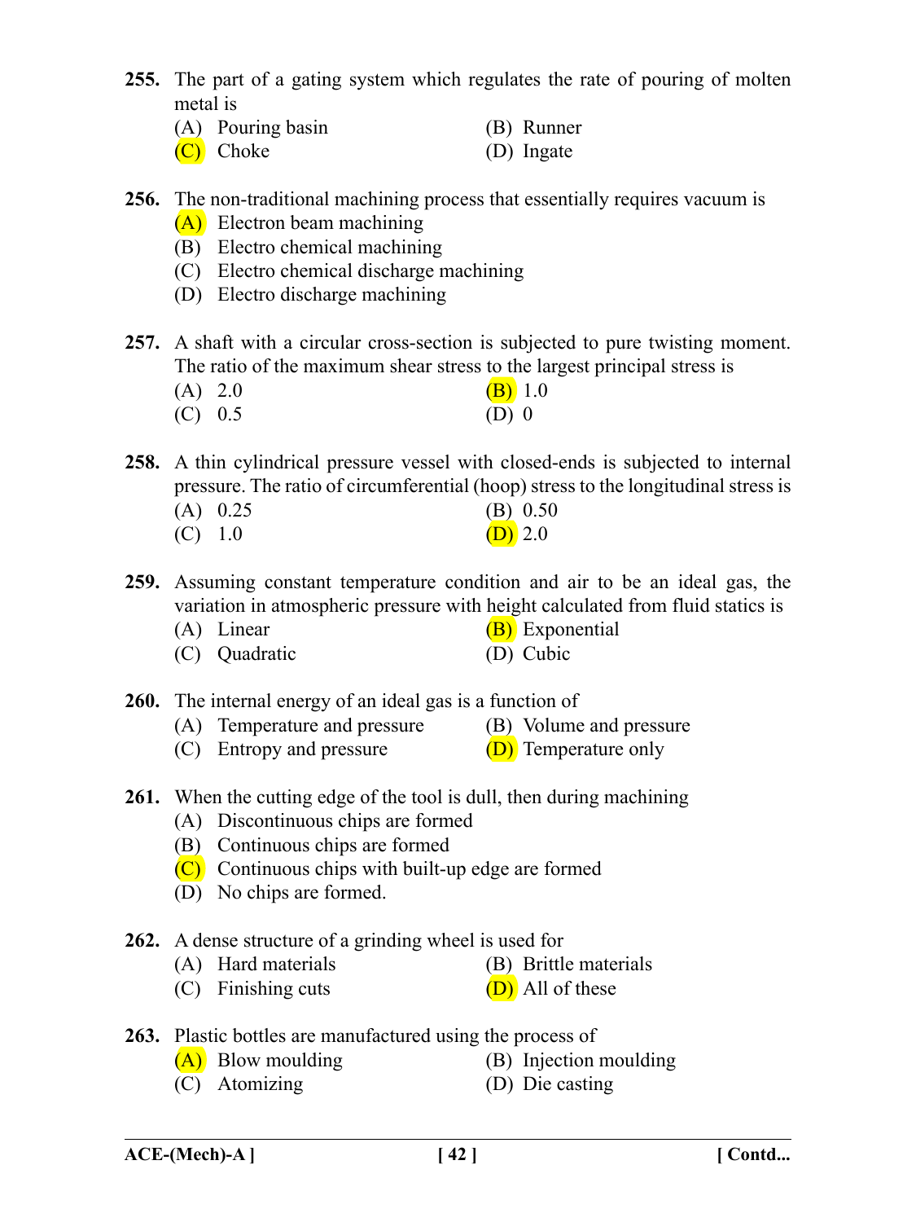**255.** The part of a gating system which regulates the rate of pouring of molten metal is

(A) Pouring basin (B) Runner

(C) Choke (D) Ingate

**256.** The non-traditional machining process that essentially requires vacuum is

(A) Electron beam machining

(B) Electro chemical machining

(C) Electro chemical discharge machining

(D) Electro discharge machining

**257.** A shaft with a circular cross-section is subjected to pure twisting moment. The ratio of the maximum shear stress to the largest principal stress is

(A) 2.0 (B) 1.0

(C) 0.5 (D) 0

**258.** A thin cylindrical pressure vessel with closed-ends is subjected to internal pressure. The ratio of circumferential (hoop) stress to the longitudinal stress is

(A) 0.25 (B) 0.50

(C) 1.0 (D) 2.0

**259.** Assuming constant temperature condition and air to be an ideal gas, the variation in atmospheric pressure with height calculated from fluid statics is

(A) Linear (B) Exponential

(C) Quadratic (D) Cubic

**260.** The internal energy of an ideal gas is a function of

(A) Temperature and pressure (B) Volume and pressure

(C) Entropy and pressure (D) Temperature only

**261.** When the cutting edge of the tool is dull, then during machining

(A) Discontinuous chips are formed

(B) Continuous chips are formed

(C) Continuous chips with built-up edge are formed

(D) No chips are formed.

**262.** A dense structure of a grinding wheel is used for

(A) Hard materials (B) Brittle materials

(C) Finishing cuts (D) All of these

**263.** Plastic bottles are manufactured using the process of

(A) Blow moulding (B) Injection moulding

(C) Atomizing (D) Die casting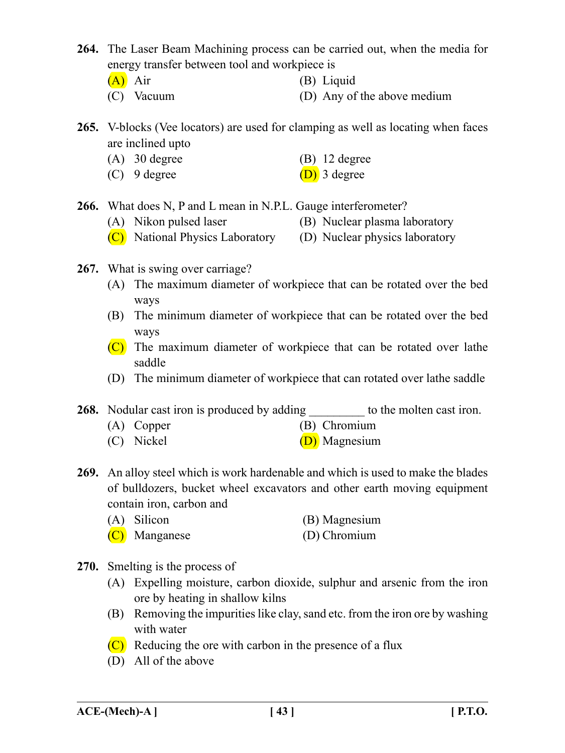**264.** The Laser Beam Machining process can be carried out, when the media for energy transfer between tool and workpiece is

(A) Air (B) Liquid

(C) Vacuum (D) Any of the above medium

**265.** V-blocks (Vee locators) are used for clamping as well as locating when faces are inclined upto

(A) 30 degree (B) 12 degree

(C) 9 degree (D) 3 degree

**266.** What does N, P and L mean in N.P.L. Gauge interferometer?

(A) Nikon pulsed laser (B) Nuclear plasma laboratory

(C) National Physics Laboratory (D) Nuclear physics laboratory

**267.** What is swing over carriage?

(A) The maximum diameter of workpiece that can be rotated over the bed ways

(B) The minimum diameter of workpiece that can be rotated over the bed ways

(C) The maximum diameter of workpiece that can be rotated over lathe saddle

(D) The minimum diameter of workpiece that can rotated over lathe saddle

**268.** Nodular cast iron is produced by adding _________ to the molten cast iron.

(A) Copper (B) Chromium

(C) Nickel (D) Magnesium

**269.** An alloy steel which is work hardenable and which is used to make the blades of bulldozers, bucket wheel excavators and other earth moving equipment contain iron, carbon and

(A) Silicon (B) Magnesium

(C) Manganese (D) Chromium

**270.** Smelting is the process of

(A) Expelling moisture, carbon dioxide, sulphur and arsenic from the iron ore by heating in shallow kilns

(B) Removing the impurities like clay, sand etc. from the iron ore by washing with water

(C) Reducing the ore with carbon in the presence of a flux

(D) All of the above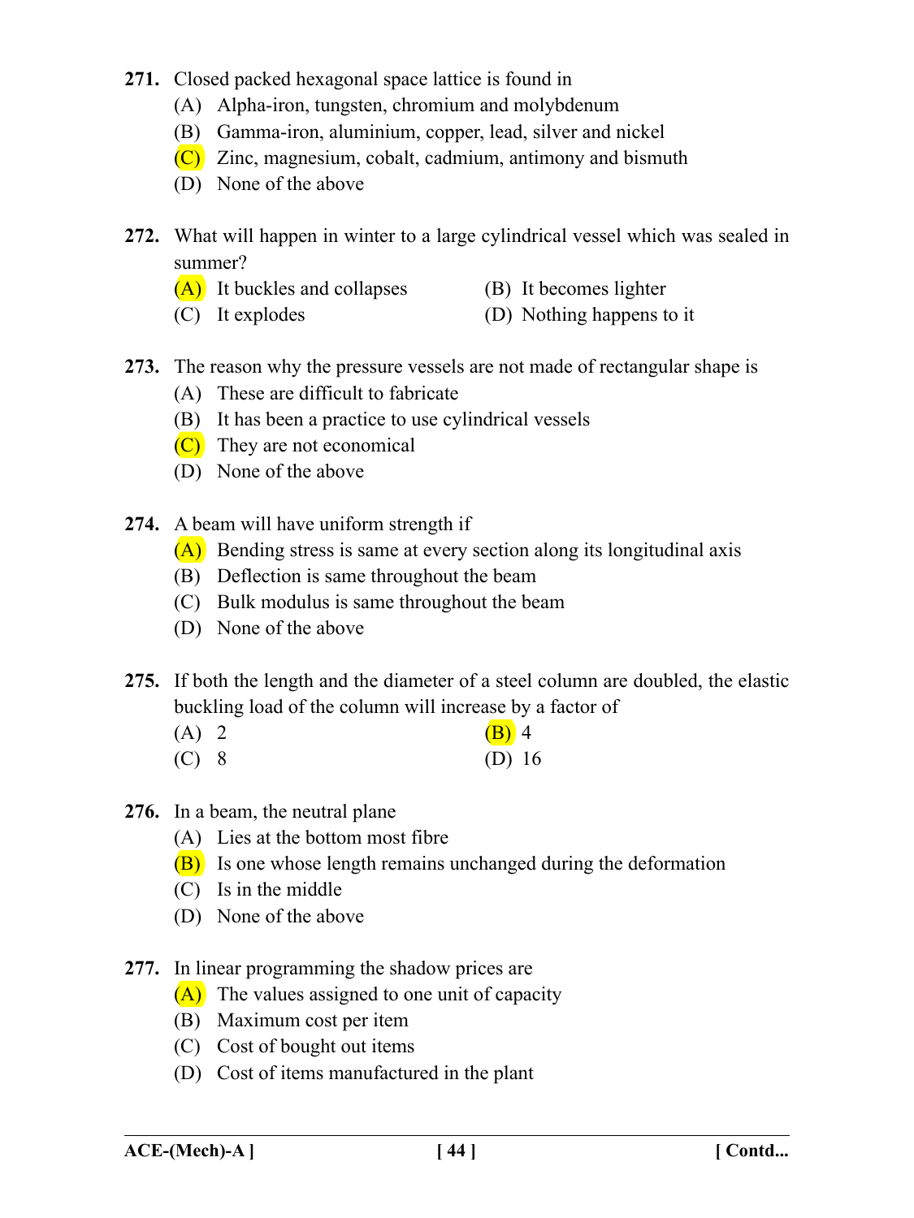**271.** Closed packed hexagonal space lattice is found in

(A) Alpha-iron, tungsten, chromium and molybdenum

(B) Gamma-iron, aluminium, copper, lead, silver and nickel

(C) Zinc, magnesium, cobalt, cadmium, antimony and bismuth

(D) None of the above

**272.** What will happen in winter to a large cylindrical vessel which was sealed in summer?

(A) It buckles and collapses

(B) It becomes lighter

(C) It explodes

(D) Nothing happens to it

**273.** The reason why the pressure vessels are not made of rectangular shape is

(A) These are difficult to fabricate

(B) It has been a practice to use cylindrical vessels

(C) They are not economical

(D) None of the above

**274.** A beam will have uniform strength if

(A) Bending stress is same at every section along its longitudinal axis

(B) Deflection is same throughout the beam

(C) Bulk modulus is same throughout the beam

(D) None of the above

**275.** If both the length and the diameter of a steel column are doubled, the elastic buckling load of the column will increase by a factor of

(A) 2

(B) 4

(C) 8

(D) 16

**276.** In a beam, the neutral plane

(A) Lies at the bottom most fibre

(B) Is one whose length remains unchanged during the deformation

(C) Is in the middle

(D) None of the above

**277.** In linear programming the shadow prices are

(A) The values assigned to one unit of capacity

(B) Maximum cost per item

(C) Cost of bought out items

(D) Cost of items manufactured in the plant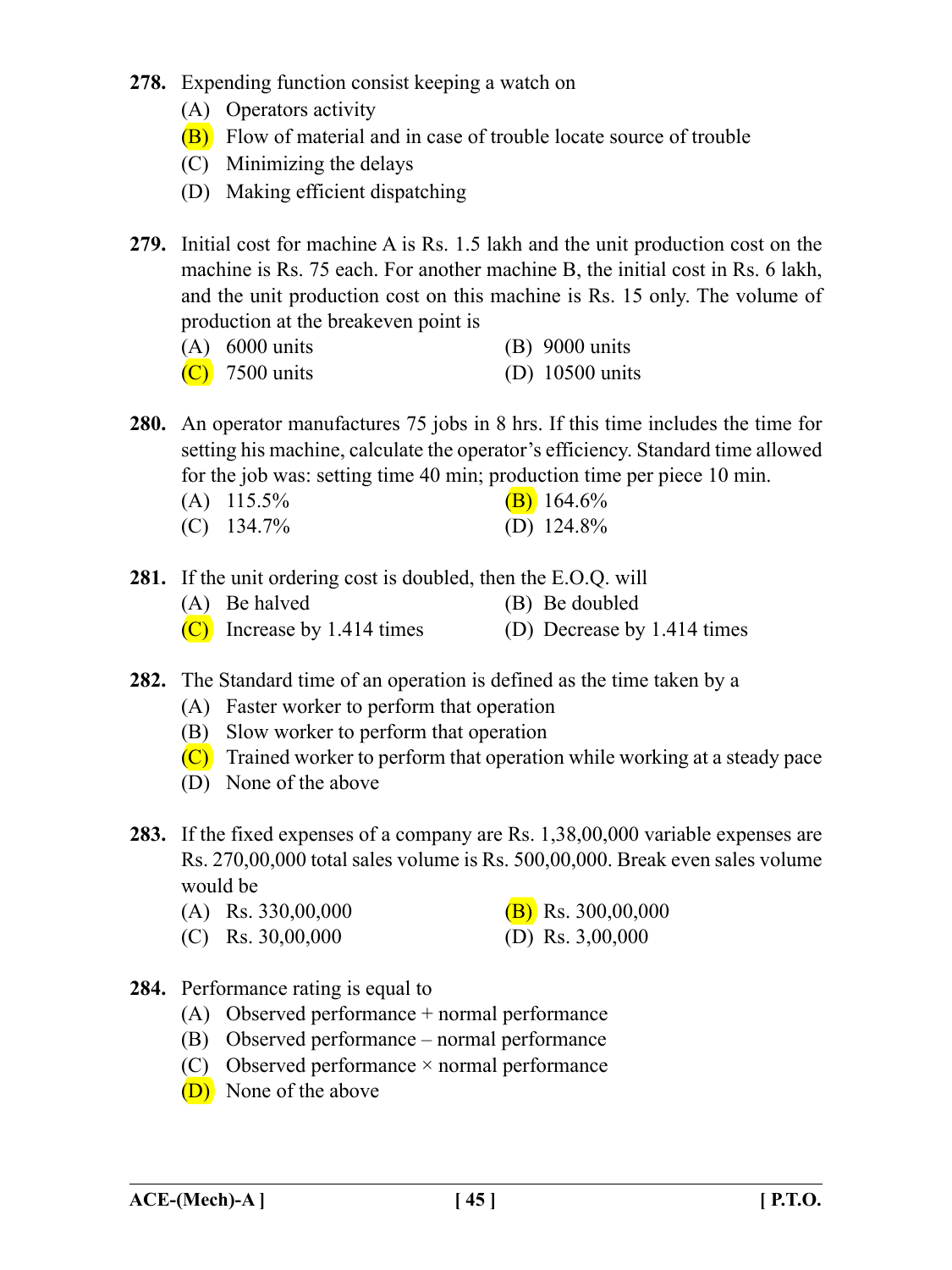**278.** Expending function consist keeping a watch on

(A) Operators activity

(B) Flow of material and in case of trouble locate source of trouble

(C) Minimizing the delays

(D) Making efficient dispatching

**279.** Initial cost for machine A is Rs. 1.5 lakh and the unit production cost on the machine is Rs. 75 each. For another machine B, the initial cost in Rs. 6 lakh, and the unit production cost on this machine is Rs. 15 only. The volume of production at the breakeven point is

(A) 6000 units

(B) 9000 units

(C) 7500 units

(D) 10500 units

**280.** An operator manufactures 75 jobs in 8 hrs. If this time includes the time for setting his machine, calculate the operator's efficiency. Standard time allowed for the job was: setting time 40 min; production time per piece 10 min.

(A) 115.5%

(B) 164.6%

(C) 134.7%

(D) 124.8%

**281.** If the unit ordering cost is doubled, then the E.O.Q. will

(A) Be halved

(B) Be doubled

(C) Increase by 1.414 times

(D) Decrease by 1.414 times

**282.** The Standard time of an operation is defined as the time taken by a

(A) Faster worker to perform that operation

(B) Slow worker to perform that operation

(C) Trained worker to perform that operation while working at a steady pace

(D) None of the above

**283.** If the fixed expenses of a company are Rs. 1,38,00,000 variable expenses are Rs. 270,00,000 total sales volume is Rs. 500,00,000. Break even sales volume would be

(A) Rs. 330,00,000

(B) Rs. 300,00,000

(C) Rs. 30,00,000

(D) Rs. 3,00,000

**284.** Performance rating is equal to

(A) Observed performance + normal performance

(B) Observed performance – normal performance

(C) Observed performance × normal performance

(D) None of the above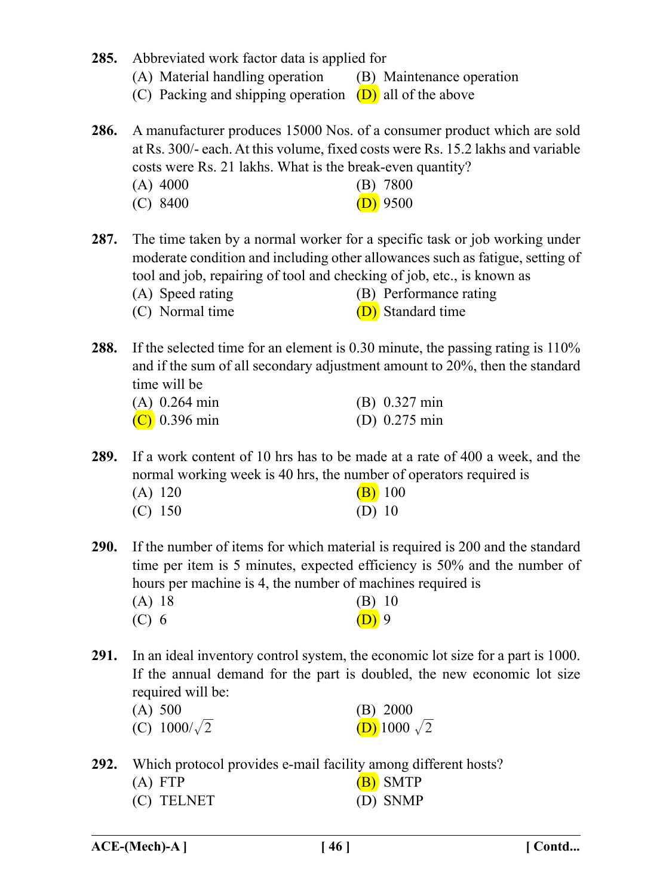**285.** Abbreviated work factor data is applied for

(A) Material handling operation  
(B) Maintenance operation  
(C) Packing and shipping operation  
(D) all of the above

**286.** A manufacturer produces 15000 Nos. of a consumer product which are sold at Rs. 300/- each. At this volume, fixed costs were Rs. 15.2 lakhs and variable costs were Rs. 21 lakhs. What is the break-even quantity?

(A) 4000  
(B) 7800  
(C) 8400  
(D) 9500

**287.** The time taken by a normal worker for a specific task or job working under moderate condition and including other allowances such as fatigue, setting of tool and job, repairing of tool and checking of job, etc., is known as

(A) Speed rating  
(B) Performance rating  
(C) Normal time  
(D) Standard time

**288.** If the selected time for an element is 0.30 minute, the passing rating is 110% and if the sum of all secondary adjustment amount to 20%, then the standard time will be

(A) 0.264 min  
(B) 0.327 min  
(C) 0.396 min  
(D) 0.275 min

**289.** If a work content of 10 hrs has to be made at a rate of 400 a week, and the normal working week is 40 hrs, the number of operators required is

(A) 120  
(B) 100  
(C) 150  
(D) 10

**290.** If the number of items for which material is required is 200 and the standard time per item is 5 minutes, expected efficiency is 50% and the number of hours per machine is 4, the number of machines required is

(A) 18  
(B) 10  
(C) 6  
(D) 9

**291.** In an ideal inventory control system, the economic lot size for a part is 1000. If the annual demand for the part is doubled, the new economic lot size required will be:

(A) 500  
(B) 2000  
(C) $1000/\sqrt{2}$  
(D) $1000\sqrt{2}$

**292.** Which protocol provides e-mail facility among different hosts?

(A) FTP  
(B) SMTP  
(C) TELNET  
(D) SNMP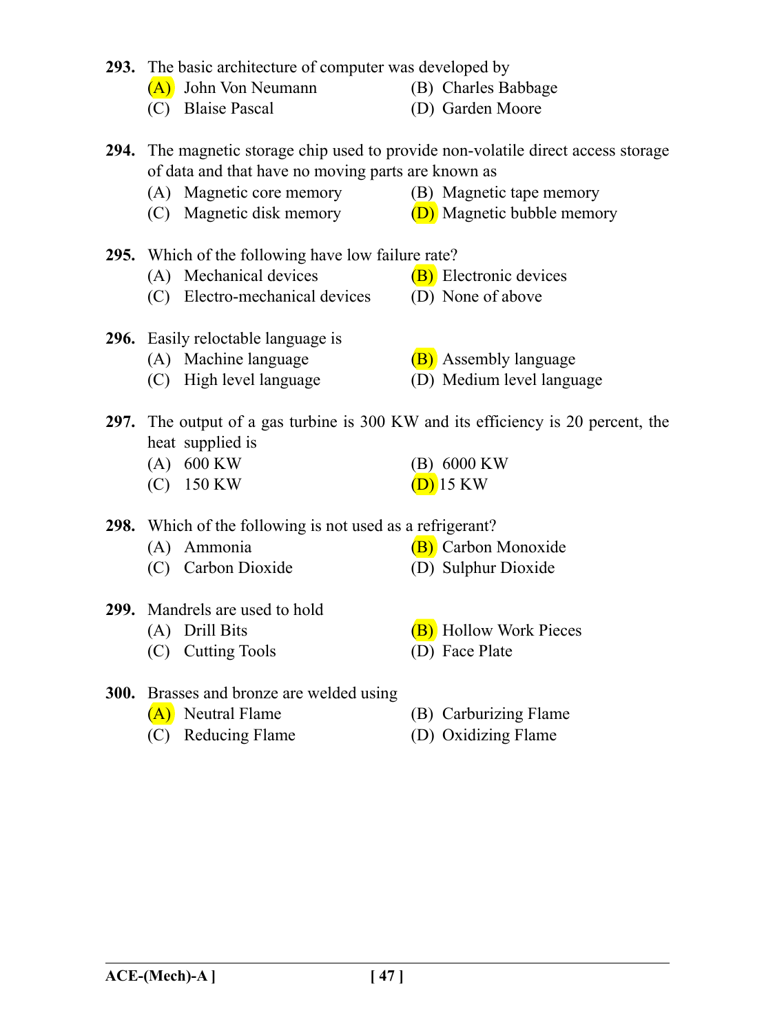**293.** The basic architecture of computer was developed by

(A) John Von Neumann
(B) Charles Babbage
(C) Blaise Pascal
(D) Garden Moore

**294.** The magnetic storage chip used to provide non-volatile direct access storage of data and that have no moving parts are known as

(A) Magnetic core memory
(B) Magnetic tape memory
(C) Magnetic disk memory
(D) Magnetic bubble memory

**295.** Which of the following have low failure rate?

(A) Mechanical devices
(B) Electronic devices
(C) Electro-mechanical devices
(D) None of above

**296.** Easily reloctable language is

(A) Machine language
(B) Assembly language
(C) High level language
(D) Medium level language

**297.** The output of a gas turbine is 300 KW and its efficiency is 20 percent, the heat supplied is

(A) 600 KW
(B) 6000 KW
(C) 150 KW
(D) 15 KW

**298.** Which of the following is not used as a refrigerant?

(A) Ammonia
(B) Carbon Monoxide
(C) Carbon Dioxide
(D) Sulphur Dioxide

**299.** Mandrels are used to hold

(A) Drill Bits
(B) Hollow Work Pieces
(C) Cutting Tools
(D) Face Plate

**300.** Brasses and bronze are welded using

(A) Neutral Flame
(B) Carburizing Flame
(C) Reducing Flame
(D) Oxidizing Flame